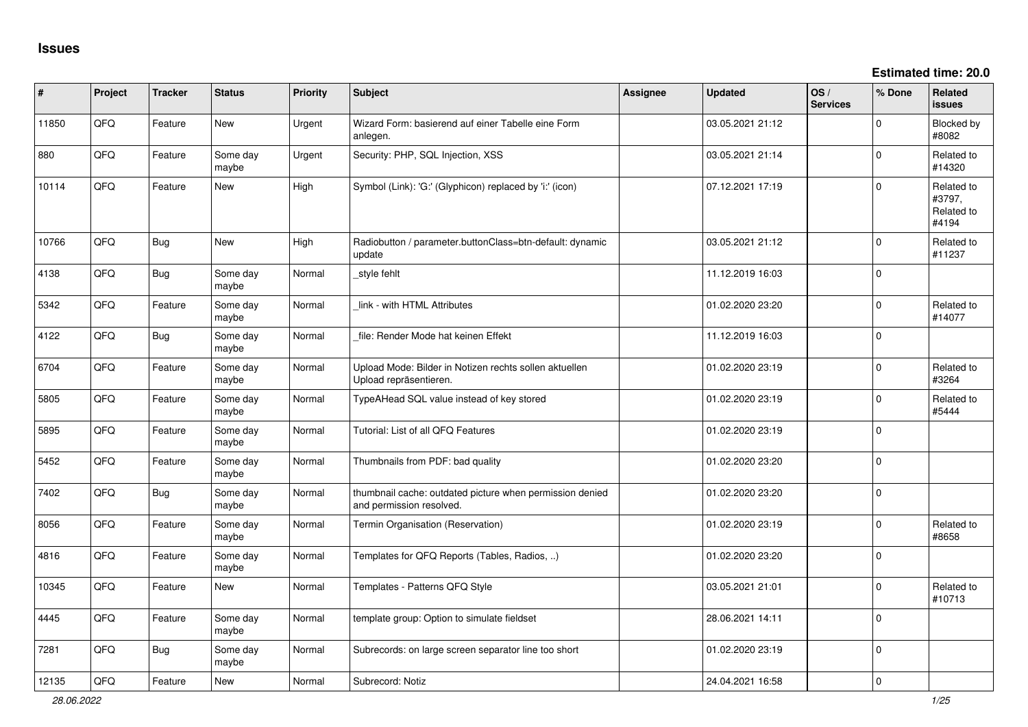# Issues

**Estimated time: 20.0**

| # | Project | Tracker | Status | Priority | Subject | Assignee | Updated | OS / Services | % Done | Related issues |
|---|---|---|---|---|---|---|---|---|---|---|
| 11850 | QFQ | Feature | New | Urgent | Wizard Form: basierend auf einer Tabelle eine Form anlegen. | | 03.05.2021 21:12 | | 0 | Blocked by #8082 |
| 880 | QFQ | Feature | Some day maybe | Urgent | Security: PHP, SQL Injection, XSS | | 03.05.2021 21:14 | | 0 | Related to #14320 |
| 10114 | QFQ | Feature | New | High | Symbol (Link): 'G:' (Glyphicon) replaced by 'i:' (icon) | | 07.12.2021 17:19 | | 0 | Related to #3797, Related to #4194 |
| 10766 | QFQ | Bug | New | High | Radiobutton / parameter.buttonClass=btn-default: dynamic update | | 03.05.2021 21:12 | | 0 | Related to #11237 |
| 4138 | QFQ | Bug | Some day maybe | Normal | _style fehlt | | 11.12.2019 16:03 | | 0 | |
| 5342 | QFQ | Feature | Some day maybe | Normal | _link - with HTML Attributes | | 01.02.2020 23:20 | | 0 | Related to #14077 |
| 4122 | QFQ | Bug | Some day maybe | Normal | _file: Render Mode hat keinen Effekt | | 11.12.2019 16:03 | | 0 | |
| 6704 | QFQ | Feature | Some day maybe | Normal | Upload Mode: Bilder in Notizen rechts sollen aktuellen Upload repräsentieren. | | 01.02.2020 23:19 | | 0 | Related to #3264 |
| 5805 | QFQ | Feature | Some day maybe | Normal | TypeAHead SQL value instead of key stored | | 01.02.2020 23:19 | | 0 | Related to #5444 |
| 5895 | QFQ | Feature | Some day maybe | Normal | Tutorial: List of all QFQ Features | | 01.02.2020 23:19 | | 0 | |
| 5452 | QFQ | Feature | Some day maybe | Normal | Thumbnails from PDF: bad quality | | 01.02.2020 23:20 | | 0 | |
| 7402 | QFQ | Bug | Some day maybe | Normal | thumbnail cache: outdated picture when permission denied and permission resolved. | | 01.02.2020 23:20 | | 0 | |
| 8056 | QFQ | Feature | Some day maybe | Normal | Termin Organisation (Reservation) | | 01.02.2020 23:19 | | 0 | Related to #8658 |
| 4816 | QFQ | Feature | Some day maybe | Normal | Templates for QFQ Reports (Tables, Radios, ..) | | 01.02.2020 23:20 | | 0 | |
| 10345 | QFQ | Feature | New | Normal | Templates - Patterns QFQ Style | | 03.05.2021 21:01 | | 0 | Related to #10713 |
| 4445 | QFQ | Feature | Some day maybe | Normal | template group: Option to simulate fieldset | | 28.06.2021 14:11 | | 0 | |
| 7281 | QFQ | Bug | Some day maybe | Normal | Subrecords: on large screen separator line too short | | 01.02.2020 23:19 | | 0 | |
| 12135 | QFQ | Feature | New | Normal | Subrecord: Notiz | | 24.04.2021 16:58 | | 0 | |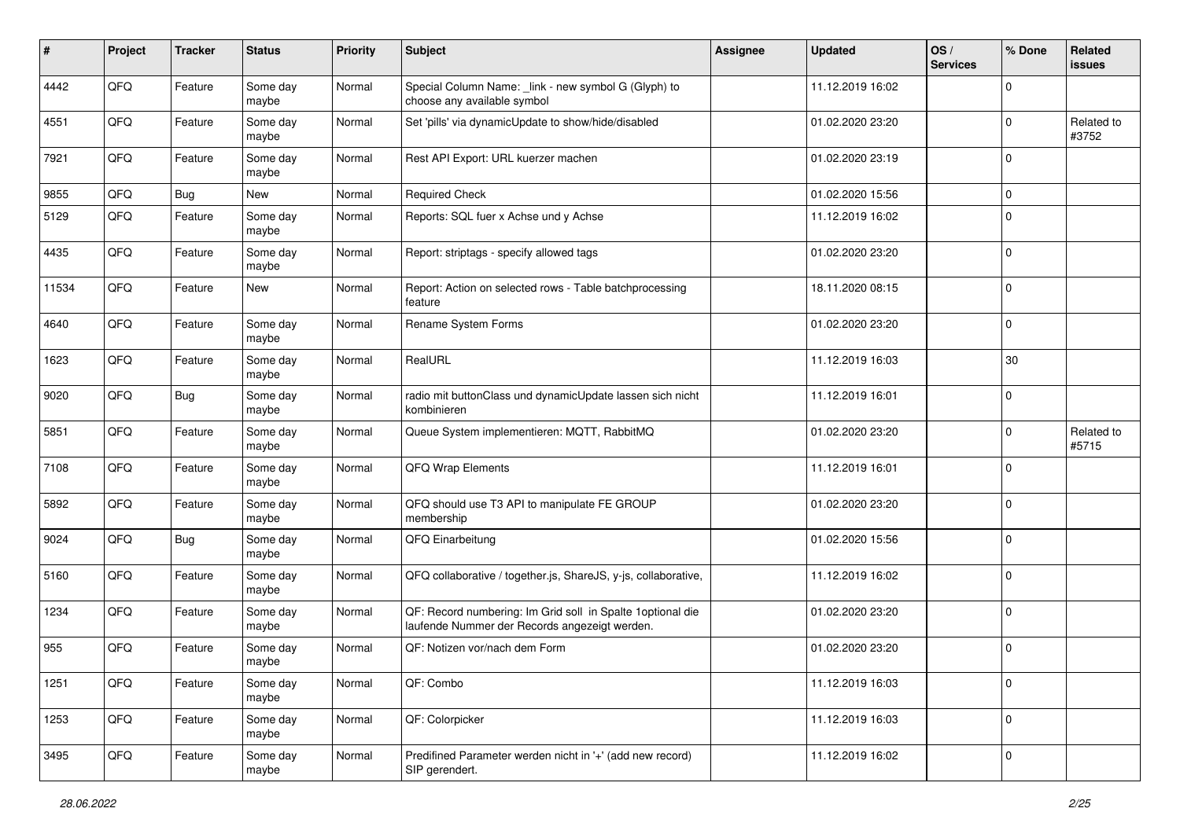| # | Project | Tracker | Status | Priority | Subject | Assignee | Updated | OS / Services | % Done | Related issues |
|---|---|---|---|---|---|---|---|---|---|---|
| 4442 | QFQ | Feature | Some day maybe | Normal | Special Column Name: _link - new symbol G (Glyph) to choose any available symbol | | 11.12.2019 16:02 | | 0 | |
| 4551 | QFQ | Feature | Some day maybe | Normal | Set 'pills' via dynamicUpdate to show/hide/disabled | | 01.02.2020 23:20 | | 0 | Related to #3752 |
| 7921 | QFQ | Feature | Some day maybe | Normal | Rest API Export: URL kuerzer machen | | 01.02.2020 23:19 | | 0 | |
| 9855 | QFQ | Bug | New | Normal | Required Check | | 01.02.2020 15:56 | | 0 | |
| 5129 | QFQ | Feature | Some day maybe | Normal | Reports: SQL fuer x Achse und y Achse | | 11.12.2019 16:02 | | 0 | |
| 4435 | QFQ | Feature | Some day maybe | Normal | Report: striptags - specify allowed tags | | 01.02.2020 23:20 | | 0 | |
| 11534 | QFQ | Feature | New | Normal | Report: Action on selected rows - Table batchprocessing feature | | 18.11.2020 08:15 | | 0 | |
| 4640 | QFQ | Feature | Some day maybe | Normal | Rename System Forms | | 01.02.2020 23:20 | | 0 | |
| 1623 | QFQ | Feature | Some day maybe | Normal | RealURL | | 11.12.2019 16:03 | | 30 | |
| 9020 | QFQ | Bug | Some day maybe | Normal | radio mit buttonClass und dynamicUpdate lassen sich nicht kombinieren | | 11.12.2019 16:01 | | 0 | |
| 5851 | QFQ | Feature | Some day maybe | Normal | Queue System implementieren: MQTT, RabbitMQ | | 01.02.2020 23:20 | | 0 | Related to #5715 |
| 7108 | QFQ | Feature | Some day maybe | Normal | QFQ Wrap Elements | | 11.12.2019 16:01 | | 0 | |
| 5892 | QFQ | Feature | Some day maybe | Normal | QFQ should use T3 API to manipulate FE GROUP membership | | 01.02.2020 23:20 | | 0 | |
| 9024 | QFQ | Bug | Some day maybe | Normal | QFQ Einarbeitung | | 01.02.2020 15:56 | | 0 | |
| 5160 | QFQ | Feature | Some day maybe | Normal | QFQ collaborative / together.js, ShareJS, y-js, collaborative, | | 11.12.2019 16:02 | | 0 | |
| 1234 | QFQ | Feature | Some day maybe | Normal | QF: Record numbering: Im Grid soll in Spalte 1optional die laufende Nummer der Records angezeigt werden. | | 01.02.2020 23:20 | | 0 | |
| 955 | QFQ | Feature | Some day maybe | Normal | QF: Notizen vor/nach dem Form | | 01.02.2020 23:20 | | 0 | |
| 1251 | QFQ | Feature | Some day maybe | Normal | QF: Combo | | 11.12.2019 16:03 | | 0 | |
| 1253 | QFQ | Feature | Some day maybe | Normal | QF: Colorpicker | | 11.12.2019 16:03 | | 0 | |
| 3495 | QFQ | Feature | Some day maybe | Normal | Predifined Parameter werden nicht in '+' (add new record) SIP gerendert. | | 11.12.2019 16:02 | | 0 | |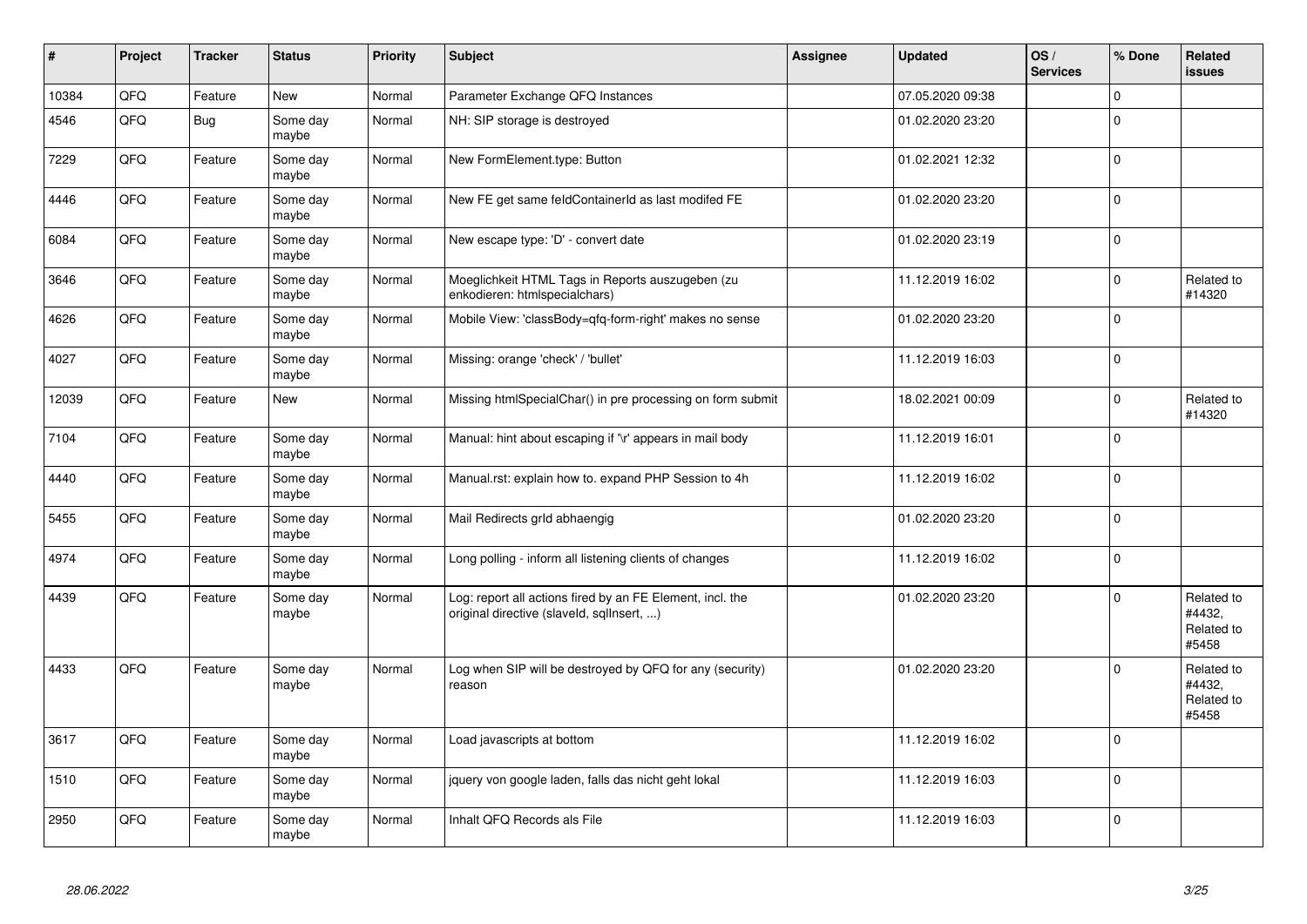| # | Project | Tracker | Status | Priority | Subject | Assignee | Updated | OS / Services | % Done | Related issues |
|---|---|---|---|---|---|---|---|---|---|---|
| 10384 | QFQ | Feature | New | Normal | Parameter Exchange QFQ Instances | | 07.05.2020 09:38 | | 0 | |
| 4546 | QFQ | Bug | Some day maybe | Normal | NH: SIP storage is destroyed | | 01.02.2020 23:20 | | 0 | |
| 7229 | QFQ | Feature | Some day maybe | Normal | New FormElement.type: Button | | 01.02.2021 12:32 | | 0 | |
| 4446 | QFQ | Feature | Some day maybe | Normal | New FE get same feldContainerId as last modifed FE | | 01.02.2020 23:20 | | 0 | |
| 6084 | QFQ | Feature | Some day maybe | Normal | New escape type: 'D' - convert date | | 01.02.2020 23:19 | | 0 | |
| 3646 | QFQ | Feature | Some day maybe | Normal | Moeglichkeit HTML Tags in Reports auszugeben (zu enkodieren: htmlspecialchars) | | 11.12.2019 16:02 | | 0 | Related to #14320 |
| 4626 | QFQ | Feature | Some day maybe | Normal | Mobile View: 'classBody=qfq-form-right' makes no sense | | 01.02.2020 23:20 | | 0 | |
| 4027 | QFQ | Feature | Some day maybe | Normal | Missing: orange 'check' / 'bullet' | | 11.12.2019 16:03 | | 0 | |
| 12039 | QFQ | Feature | New | Normal | Missing htmlSpecialChar() in pre processing on form submit | | 18.02.2021 00:09 | | 0 | Related to #14320 |
| 7104 | QFQ | Feature | Some day maybe | Normal | Manual: hint about escaping if '\r' appears in mail body | | 11.12.2019 16:01 | | 0 | |
| 4440 | QFQ | Feature | Some day maybe | Normal | Manual.rst: explain how to. expand PHP Session to 4h | | 11.12.2019 16:02 | | 0 | |
| 5455 | QFQ | Feature | Some day maybe | Normal | Mail Redirects grId abhaengig | | 01.02.2020 23:20 | | 0 | |
| 4974 | QFQ | Feature | Some day maybe | Normal | Long polling - inform all listening clients of changes | | 11.12.2019 16:02 | | 0 | |
| 4439 | QFQ | Feature | Some day maybe | Normal | Log: report all actions fired by an FE Element, incl. the original directive (slaveId, sqlInsert, ...) | | 01.02.2020 23:20 | | 0 | Related to #4432, Related to #5458 |
| 4433 | QFQ | Feature | Some day maybe | Normal | Log when SIP will be destroyed by QFQ for any (security) reason | | 01.02.2020 23:20 | | 0 | Related to #4432, Related to #5458 |
| 3617 | QFQ | Feature | Some day maybe | Normal | Load javascripts at bottom | | 11.12.2019 16:02 | | 0 | |
| 1510 | QFQ | Feature | Some day maybe | Normal | jquery von google laden, falls das nicht geht lokal | | 11.12.2019 16:03 | | 0 | |
| 2950 | QFQ | Feature | Some day maybe | Normal | Inhalt QFQ Records als File | | 11.12.2019 16:03 | | 0 | |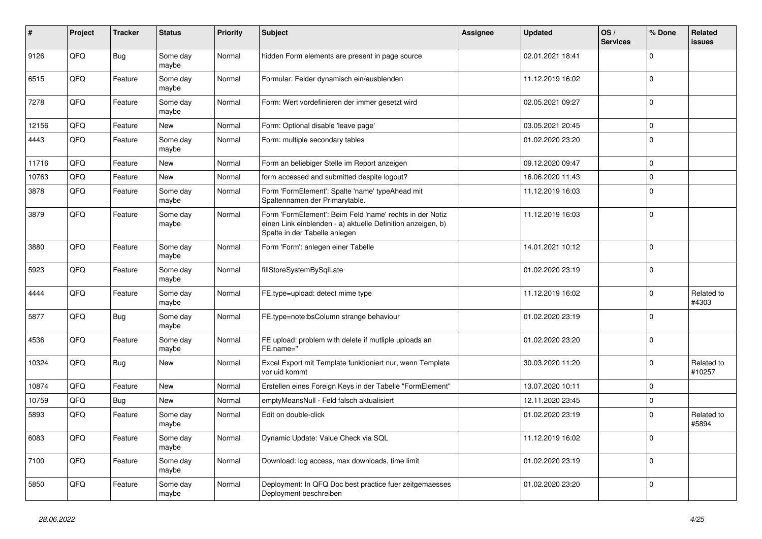| # | Project | Tracker | Status | Priority | Subject | Assignee | Updated | OS / Services | % Done | Related issues |
|---|---|---|---|---|---|---|---|---|---|---|
| 9126 | QFQ | Bug | Some day maybe | Normal | hidden Form elements are present in page source | | 02.01.2021 18:41 | | 0 | |
| 6515 | QFQ | Feature | Some day maybe | Normal | Formular: Felder dynamisch ein/ausblenden | | 11.12.2019 16:02 | | 0 | |
| 7278 | QFQ | Feature | Some day maybe | Normal | Form: Wert vordefinieren der immer gesetzt wird | | 02.05.2021 09:27 | | 0 | |
| 12156 | QFQ | Feature | New | Normal | Form: Optional disable 'leave page' | | 03.05.2021 20:45 | | 0 | |
| 4443 | QFQ | Feature | Some day maybe | Normal | Form: multiple secondary tables | | 01.02.2020 23:20 | | 0 | |
| 11716 | QFQ | Feature | New | Normal | Form an beliebiger Stelle im Report anzeigen | | 09.12.2020 09:47 | | 0 | |
| 10763 | QFQ | Feature | New | Normal | form accessed and submitted despite logout? | | 16.06.2020 11:43 | | 0 | |
| 3878 | QFQ | Feature | Some day maybe | Normal | Form 'FormElement': Spalte 'name' typeAhead mit Spaltennamen der Primarytable. | | 11.12.2019 16:03 | | 0 | |
| 3879 | QFQ | Feature | Some day maybe | Normal | Form 'FormElement': Beim Feld 'name' rechts in der Notiz einen Link einblenden - a) aktuelle Definition anzeigen, b) Spalte in der Tabelle anlegen | | 11.12.2019 16:03 | | 0 | |
| 3880 | QFQ | Feature | Some day maybe | Normal | Form 'Form': anlegen einer Tabelle | | 14.01.2021 10:12 | | 0 | |
| 5923 | QFQ | Feature | Some day maybe | Normal | fillStoreSystemBySqlLate | | 01.02.2020 23:19 | | 0 | |
| 4444 | QFQ | Feature | Some day maybe | Normal | FE.type=upload: detect mime type | | 11.12.2019 16:02 | | 0 | Related to #4303 |
| 5877 | QFQ | Bug | Some day maybe | Normal | FE.type=note:bsColumn strange behaviour | | 01.02.2020 23:19 | | 0 | |
| 4536 | QFQ | Feature | Some day maybe | Normal | FE upload: problem with delete if mutliple uploads an FE.name='' | | 01.02.2020 23:20 | | 0 | |
| 10324 | QFQ | Bug | New | Normal | Excel Export mit Template funktioniert nur, wenn Template vor uid kommt | | 30.03.2020 11:20 | | 0 | Related to #10257 |
| 10874 | QFQ | Feature | New | Normal | Erstellen eines Foreign Keys in der Tabelle "FormElement" | | 13.07.2020 10:11 | | 0 | |
| 10759 | QFQ | Bug | New | Normal | emptyMeansNull - Feld falsch aktualisiert | | 12.11.2020 23:45 | | 0 | |
| 5893 | QFQ | Feature | Some day maybe | Normal | Edit on double-click | | 01.02.2020 23:19 | | 0 | Related to #5894 |
| 6083 | QFQ | Feature | Some day maybe | Normal | Dynamic Update: Value Check via SQL | | 11.12.2019 16:02 | | 0 | |
| 7100 | QFQ | Feature | Some day maybe | Normal | Download: log access, max downloads, time limit | | 01.02.2020 23:19 | | 0 | |
| 5850 | QFQ | Feature | Some day maybe | Normal | Deployment: In QFQ Doc best practice fuer zeitgemaesses Deployment beschreiben | | 01.02.2020 23:20 | | 0 | |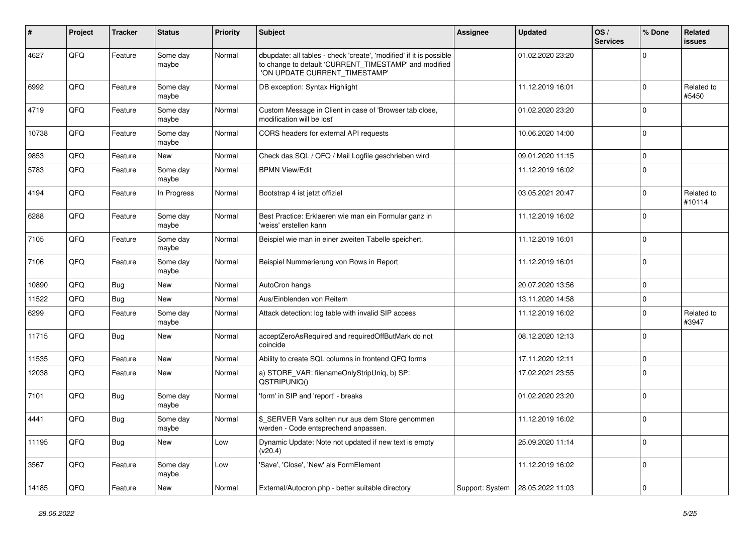| # | Project | Tracker | Status | Priority | Subject | Assignee | Updated | OS / Services | % Done | Related issues |
|---|---|---|---|---|---|---|---|---|---|---|
| 4627 | QFQ | Feature | Some day maybe | Normal | dbupdate: all tables - check 'create', 'modified' if it is possible to change to default 'CURRENT_TIMESTAMP' and modified 'ON UPDATE CURRENT_TIMESTAMP' | | 01.02.2020 23:20 | | 0 | |
| 6992 | QFQ | Feature | Some day maybe | Normal | DB exception: Syntax Highlight | | 11.12.2019 16:01 | | 0 | Related to #5450 |
| 4719 | QFQ | Feature | Some day maybe | Normal | Custom Message in Client in case of 'Browser tab close, modification will be lost' | | 01.02.2020 23:20 | | 0 | |
| 10738 | QFQ | Feature | Some day maybe | Normal | CORS headers for external API requests | | 10.06.2020 14:00 | | 0 | |
| 9853 | QFQ | Feature | New | Normal | Check das SQL / QFQ / Mail Logfile geschrieben wird | | 09.01.2020 11:15 | | 0 | |
| 5783 | QFQ | Feature | Some day maybe | Normal | BPMN View/Edit | | 11.12.2019 16:02 | | 0 | |
| 4194 | QFQ | Feature | In Progress | Normal | Bootstrap 4 ist jetzt offiziel | | 03.05.2021 20:47 | | 0 | Related to #10114 |
| 6288 | QFQ | Feature | Some day maybe | Normal | Best Practice: Erklaeren wie man ein Formular ganz in 'weiss' erstellen kann | | 11.12.2019 16:02 | | 0 | |
| 7105 | QFQ | Feature | Some day maybe | Normal | Beispiel wie man in einer zweiten Tabelle speichert. | | 11.12.2019 16:01 | | 0 | |
| 7106 | QFQ | Feature | Some day maybe | Normal | Beispiel Nummerierung von Rows in Report | | 11.12.2019 16:01 | | 0 | |
| 10890 | QFQ | Bug | New | Normal | AutoCron hangs | | 20.07.2020 13:56 | | 0 | |
| 11522 | QFQ | Bug | New | Normal | Aus/Einblenden von Reitern | | 13.11.2020 14:58 | | 0 | |
| 6299 | QFQ | Feature | Some day maybe | Normal | Attack detection: log table with invalid SIP access | | 11.12.2019 16:02 | | 0 | Related to #3947 |
| 11715 | QFQ | Bug | New | Normal | acceptZeroAsRequired and requiredOffButMark do not coincide | | 08.12.2020 12:13 | | 0 | |
| 11535 | QFQ | Feature | New | Normal | Ability to create SQL columns in frontend QFQ forms | | 17.11.2020 12:11 | | 0 | |
| 12038 | QFQ | Feature | New | Normal | a) STORE_VAR: filenameOnlyStripUniq, b) SP: QSTRIPUNIQ() | | 17.02.2021 23:55 | | 0 | |
| 7101 | QFQ | Bug | Some day maybe | Normal | 'form' in SIP and 'report' - breaks | | 01.02.2020 23:20 | | 0 | |
| 4441 | QFQ | Bug | Some day maybe | Normal | $_SERVER Vars sollten nur aus dem Store genommen werden - Code entsprechend anpassen. | | 11.12.2019 16:02 | | 0 | |
| 11195 | QFQ | Bug | New | Low | Dynamic Update: Note not updated if new text is empty (v20.4) | | 25.09.2020 11:14 | | 0 | |
| 3567 | QFQ | Feature | Some day maybe | Low | 'Save', 'Close', 'New' als FormElement | | 11.12.2019 16:02 | | 0 | |
| 14185 | QFQ | Feature | New | Normal | External/Autocron.php - better suitable directory | Support: System | 28.05.2022 11:03 | | 0 | |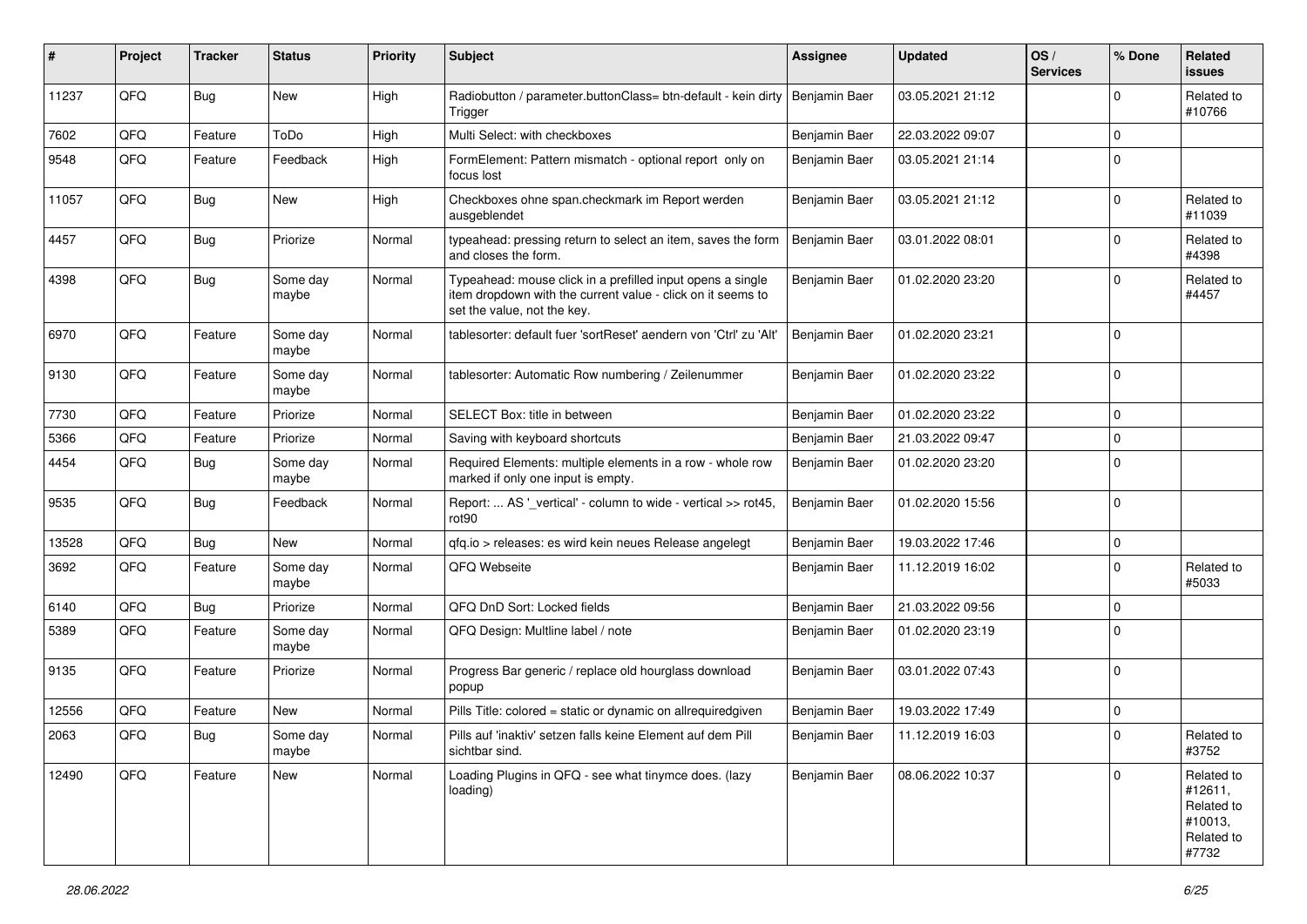| # | Project | Tracker | Status | Priority | Subject | Assignee | Updated | OS / Services | % Done | Related issues |
|---|---|---|---|---|---|---|---|---|---|---|
| 11237 | QFQ | Bug | New | High | Radiobutton / parameter.buttonClass= btn-default - kein dirty Trigger | Benjamin Baer | 03.05.2021 21:12 | | 0 | Related to #10766 |
| 7602 | QFQ | Feature | ToDo | High | Multi Select: with checkboxes | Benjamin Baer | 22.03.2022 09:07 | | 0 | |
| 9548 | QFQ | Feature | Feedback | High | FormElement: Pattern mismatch - optional report only on focus lost | Benjamin Baer | 03.05.2021 21:14 | | 0 | |
| 11057 | QFQ | Bug | New | High | Checkboxes ohne span.checkmark im Report werden ausgeblendet | Benjamin Baer | 03.05.2021 21:12 | | 0 | Related to #11039 |
| 4457 | QFQ | Bug | Priorize | Normal | typeahead: pressing return to select an item, saves the form and closes the form. | Benjamin Baer | 03.01.2022 08:01 | | 0 | Related to #4398 |
| 4398 | QFQ | Bug | Some day maybe | Normal | Typeahead: mouse click in a prefilled input opens a single item dropdown with the current value - click on it seems to set the value, not the key. | Benjamin Baer | 01.02.2020 23:20 | | 0 | Related to #4457 |
| 6970 | QFQ | Feature | Some day maybe | Normal | tablesorter: default fuer 'sortReset' aendern von 'Ctrl' zu 'Alt' | Benjamin Baer | 01.02.2020 23:21 | | 0 | |
| 9130 | QFQ | Feature | Some day maybe | Normal | tablesorter: Automatic Row numbering / Zeilenummer | Benjamin Baer | 01.02.2020 23:22 | | 0 | |
| 7730 | QFQ | Feature | Priorize | Normal | SELECT Box: title in between | Benjamin Baer | 01.02.2020 23:22 | | 0 | |
| 5366 | QFQ | Feature | Priorize | Normal | Saving with keyboard shortcuts | Benjamin Baer | 21.03.2022 09:47 | | 0 | |
| 4454 | QFQ | Bug | Some day maybe | Normal | Required Elements: multiple elements in a row - whole row marked if only one input is empty. | Benjamin Baer | 01.02.2020 23:20 | | 0 | |
| 9535 | QFQ | Bug | Feedback | Normal | Report: ... AS '_vertical' - column to wide - vertical >> rot45, rot90 | Benjamin Baer | 01.02.2020 15:56 | | 0 | |
| 13528 | QFQ | Bug | New | Normal | qfq.io > releases: es wird kein neues Release angelegt | Benjamin Baer | 19.03.2022 17:46 | | 0 | |
| 3692 | QFQ | Feature | Some day maybe | Normal | QFQ Webseite | Benjamin Baer | 11.12.2019 16:02 | | 0 | Related to #5033 |
| 6140 | QFQ | Bug | Priorize | Normal | QFQ DnD Sort: Locked fields | Benjamin Baer | 21.03.2022 09:56 | | 0 | |
| 5389 | QFQ | Feature | Some day maybe | Normal | QFQ Design: Multline label / note | Benjamin Baer | 01.02.2020 23:19 | | 0 | |
| 9135 | QFQ | Feature | Priorize | Normal | Progress Bar generic / replace old hourglass download popup | Benjamin Baer | 03.01.2022 07:43 | | 0 | |
| 12556 | QFQ | Feature | New | Normal | Pills Title: colored = static or dynamic on allrequiredgiven | Benjamin Baer | 19.03.2022 17:49 | | 0 | |
| 2063 | QFQ | Bug | Some day maybe | Normal | Pills auf 'inaktiv' setzen falls keine Element auf dem Pill sichtbar sind. | Benjamin Baer | 11.12.2019 16:03 | | 0 | Related to #3752 |
| 12490 | QFQ | Feature | New | Normal | Loading Plugins in QFQ - see what tinymce does. (lazy loading) | Benjamin Baer | 08.06.2022 10:37 | | 0 | Related to #12611, Related to #10013, Related to #7732 |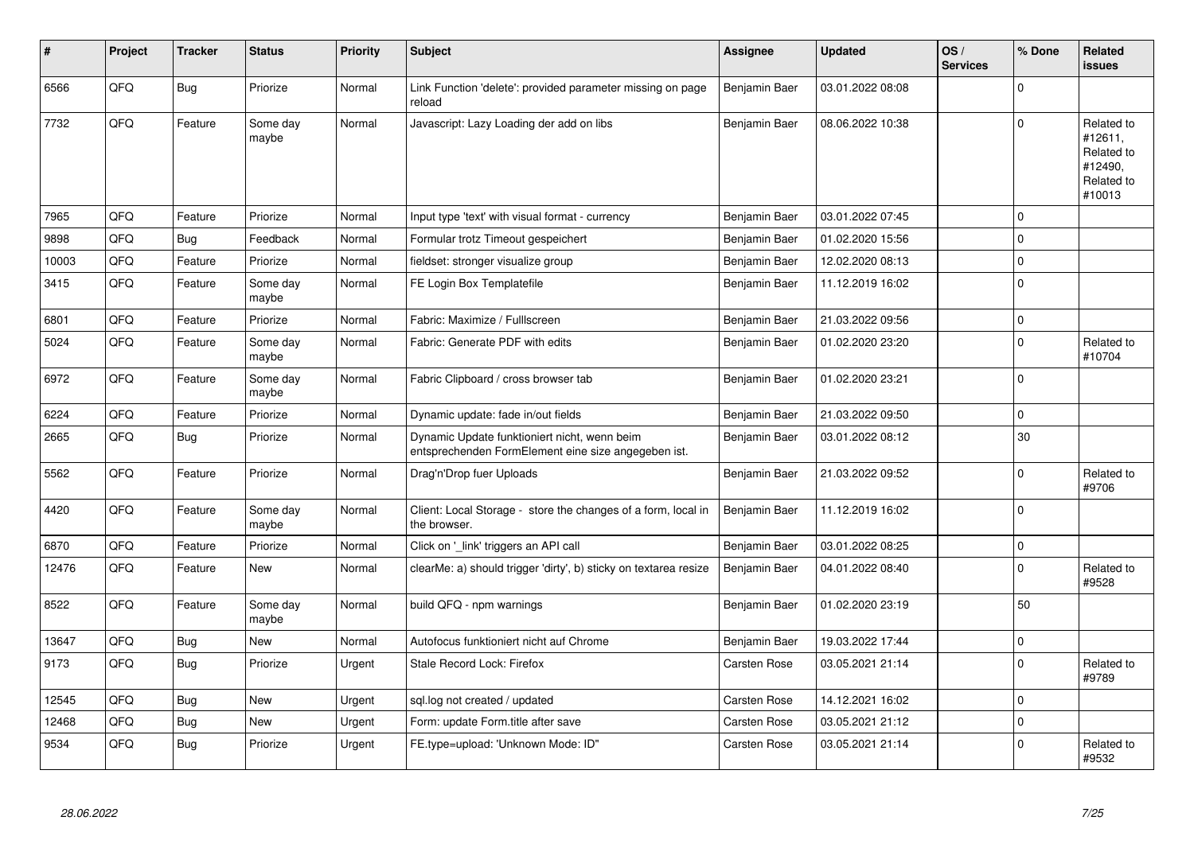| # | Project | Tracker | Status | Priority | Subject | Assignee | Updated | OS / Services | % Done | Related issues |
|---|---|---|---|---|---|---|---|---|---|---|
| 6566 | QFQ | Bug | Priorize | Normal | Link Function 'delete': provided parameter missing on page reload | Benjamin Baer | 03.01.2022 08:08 | | 0 | |
| 7732 | QFQ | Feature | Some day maybe | Normal | Javascript: Lazy Loading der add on libs | Benjamin Baer | 08.06.2022 10:38 | | 0 | Related to #12611, Related to #12490, Related to #10013 |
| 7965 | QFQ | Feature | Priorize | Normal | Input type 'text' with visual format - currency | Benjamin Baer | 03.01.2022 07:45 | | 0 | |
| 9898 | QFQ | Bug | Feedback | Normal | Formular trotz Timeout gespeichert | Benjamin Baer | 01.02.2020 15:56 | | 0 | |
| 10003 | QFQ | Feature | Priorize | Normal | fieldset: stronger visualize group | Benjamin Baer | 12.02.2020 08:13 | | 0 | |
| 3415 | QFQ | Feature | Some day maybe | Normal | FE Login Box Templatefile | Benjamin Baer | 11.12.2019 16:02 | | 0 | |
| 6801 | QFQ | Feature | Priorize | Normal | Fabric: Maximize / Fulllscreen | Benjamin Baer | 21.03.2022 09:56 | | 0 | |
| 5024 | QFQ | Feature | Some day maybe | Normal | Fabric: Generate PDF with edits | Benjamin Baer | 01.02.2020 23:20 | | 0 | Related to #10704 |
| 6972 | QFQ | Feature | Some day maybe | Normal | Fabric Clipboard / cross browser tab | Benjamin Baer | 01.02.2020 23:21 | | 0 | |
| 6224 | QFQ | Feature | Priorize | Normal | Dynamic update: fade in/out fields | Benjamin Baer | 21.03.2022 09:50 | | 0 | |
| 2665 | QFQ | Bug | Priorize | Normal | Dynamic Update funktioniert nicht, wenn beim entsprechenden FormElement eine size angegeben ist. | Benjamin Baer | 03.01.2022 08:12 | | 30 | |
| 5562 | QFQ | Feature | Priorize | Normal | Drag'n'Drop fuer Uploads | Benjamin Baer | 21.03.2022 09:52 | | 0 | Related to #9706 |
| 4420 | QFQ | Feature | Some day maybe | Normal | Client: Local Storage - store the changes of a form, local in the browser. | Benjamin Baer | 11.12.2019 16:02 | | 0 | |
| 6870 | QFQ | Feature | Priorize | Normal | Click on '_link' triggers an API call | Benjamin Baer | 03.01.2022 08:25 | | 0 | |
| 12476 | QFQ | Feature | New | Normal | clearMe: a) should trigger 'dirty', b) sticky on textarea resize | Benjamin Baer | 04.01.2022 08:40 | | 0 | Related to #9528 |
| 8522 | QFQ | Feature | Some day maybe | Normal | build QFQ - npm warnings | Benjamin Baer | 01.02.2020 23:19 | | 50 | |
| 13647 | QFQ | Bug | New | Normal | Autofocus funktioniert nicht auf Chrome | Benjamin Baer | 19.03.2022 17:44 | | 0 | |
| 9173 | QFQ | Bug | Priorize | Urgent | Stale Record Lock: Firefox | Carsten Rose | 03.05.2021 21:14 | | 0 | Related to #9789 |
| 12545 | QFQ | Bug | New | Urgent | sql.log not created / updated | Carsten Rose | 14.12.2021 16:02 | | 0 | |
| 12468 | QFQ | Bug | New | Urgent | Form: update Form.title after save | Carsten Rose | 03.05.2021 21:12 | | 0 | |
| 9534 | QFQ | Bug | Priorize | Urgent | FE.type=upload: 'Unknown Mode: ID" | Carsten Rose | 03.05.2021 21:14 | | 0 | Related to #9532 |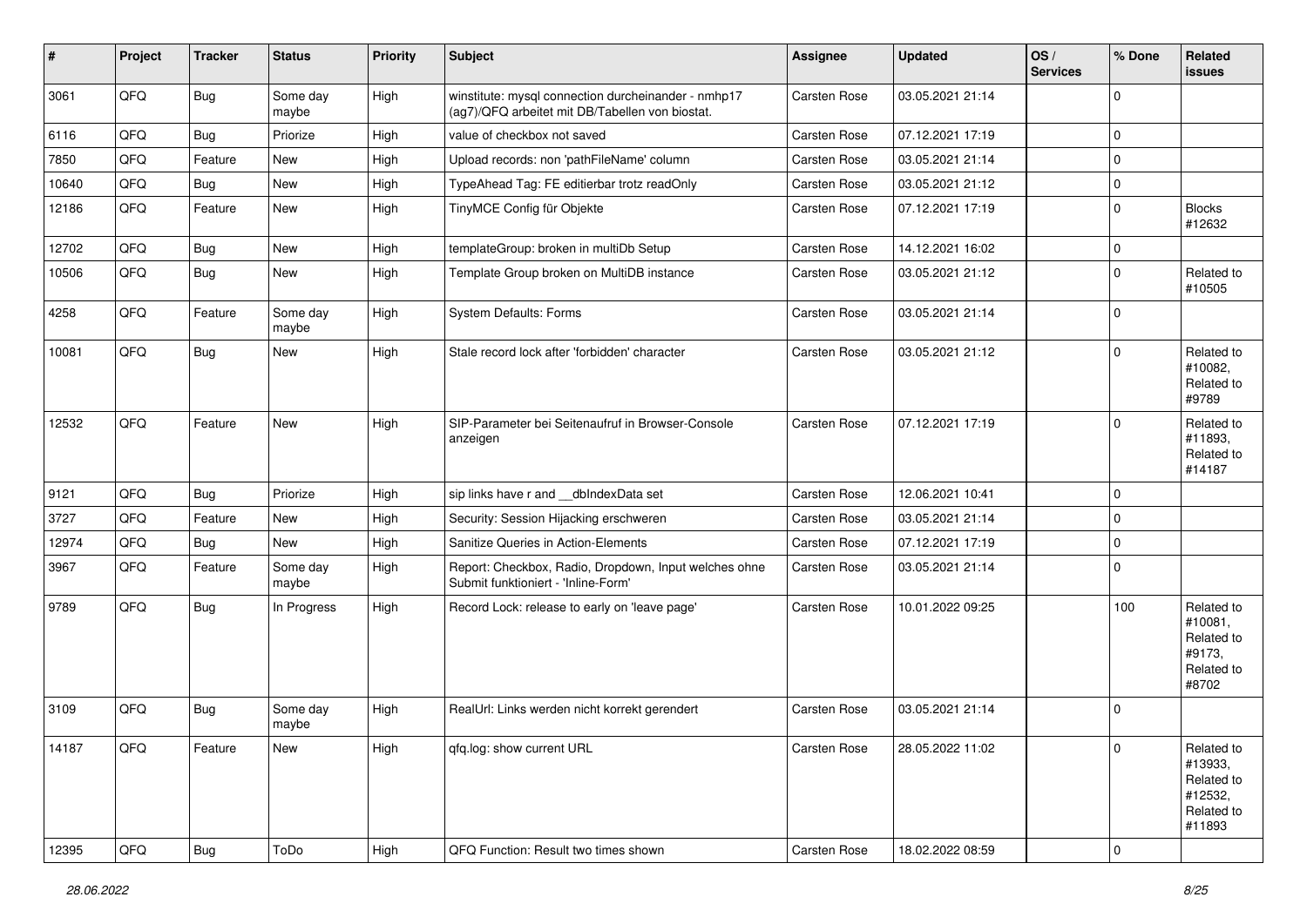| # | Project | Tracker | Status | Priority | Subject | Assignee | Updated | OS / Services | % Done | Related issues |
|---|---|---|---|---|---|---|---|---|---|---|
| 3061 | QFQ | Bug | Some day maybe | High | winstitute: mysql connection durcheinander - nmhp17 (ag7)/QFQ arbeitet mit DB/Tabellen von biostat. | Carsten Rose | 03.05.2021 21:14 | | 0 | |
| 6116 | QFQ | Bug | Priorize | High | value of checkbox not saved | Carsten Rose | 07.12.2021 17:19 | | 0 | |
| 7850 | QFQ | Feature | New | High | Upload records: non 'pathFileName' column | Carsten Rose | 03.05.2021 21:14 | | 0 | |
| 10640 | QFQ | Bug | New | High | TypeAhead Tag: FE editierbar trotz readOnly | Carsten Rose | 03.05.2021 21:12 | | 0 | |
| 12186 | QFQ | Feature | New | High | TinyMCE Config für Objekte | Carsten Rose | 07.12.2021 17:19 | | 0 | Blocks #12632 |
| 12702 | QFQ | Bug | New | High | templateGroup: broken in multiDb Setup | Carsten Rose | 14.12.2021 16:02 | | 0 | |
| 10506 | QFQ | Bug | New | High | Template Group broken on MultiDB instance | Carsten Rose | 03.05.2021 21:12 | | 0 | Related to #10505 |
| 4258 | QFQ | Feature | Some day maybe | High | System Defaults: Forms | Carsten Rose | 03.05.2021 21:14 | | 0 | |
| 10081 | QFQ | Bug | New | High | Stale record lock after 'forbidden' character | Carsten Rose | 03.05.2021 21:12 | | 0 | Related to #10082, Related to #9789 |
| 12532 | QFQ | Feature | New | High | SIP-Parameter bei Seitenaufruf in Browser-Console anzeigen | Carsten Rose | 07.12.2021 17:19 | | 0 | Related to #11893, Related to #14187 |
| 9121 | QFQ | Bug | Priorize | High | sip links have r and __dbIndexData set | Carsten Rose | 12.06.2021 10:41 | | 0 | |
| 3727 | QFQ | Feature | New | High | Security: Session Hijacking erschweren | Carsten Rose | 03.05.2021 21:14 | | 0 | |
| 12974 | QFQ | Bug | New | High | Sanitize Queries in Action-Elements | Carsten Rose | 07.12.2021 17:19 | | 0 | |
| 3967 | QFQ | Feature | Some day maybe | High | Report: Checkbox, Radio, Dropdown, Input welches ohne Submit funktioniert - 'Inline-Form' | Carsten Rose | 03.05.2021 21:14 | | 0 | |
| 9789 | QFQ | Bug | In Progress | High | Record Lock: release to early on 'leave page' | Carsten Rose | 10.01.2022 09:25 | | 100 | Related to #10081, Related to #9173, Related to #8702 |
| 3109 | QFQ | Bug | Some day maybe | High | RealUrl: Links werden nicht korrekt gerendert | Carsten Rose | 03.05.2021 21:14 | | 0 | |
| 14187 | QFQ | Feature | New | High | qfq.log: show current URL | Carsten Rose | 28.05.2022 11:02 | | 0 | Related to #13933, Related to #12532, Related to #11893 |
| 12395 | QFQ | Bug | ToDo | High | QFQ Function: Result two times shown | Carsten Rose | 18.02.2022 08:59 | | 0 | |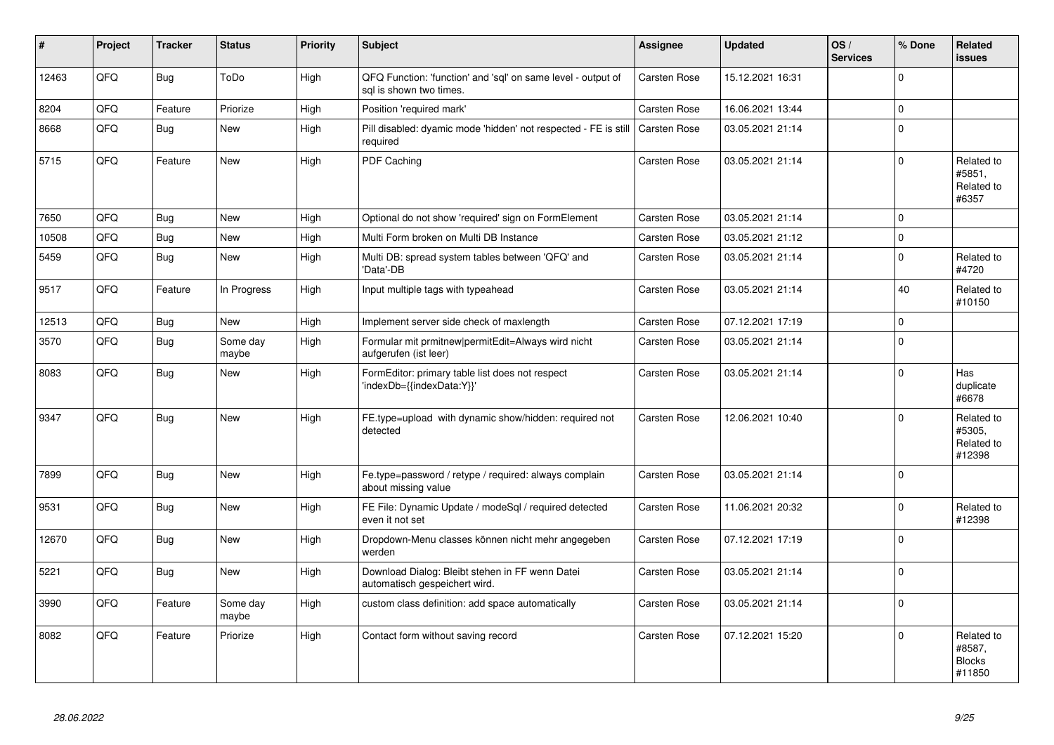| # | Project | Tracker | Status | Priority | Subject | Assignee | Updated | OS / Services | % Done | Related issues |
|---|---|---|---|---|---|---|---|---|---|---|
| 12463 | QFQ | Bug | ToDo | High | QFQ Function: 'function' and 'sql' on same level - output of sql is shown two times. | Carsten Rose | 15.12.2021 16:31 | | 0 | |
| 8204 | QFQ | Feature | Priorize | High | Position 'required mark' | Carsten Rose | 16.06.2021 13:44 | | 0 | |
| 8668 | QFQ | Bug | New | High | Pill disabled: dyamic mode 'hidden' not respected - FE is still required | Carsten Rose | 03.05.2021 21:14 | | 0 | |
| 5715 | QFQ | Feature | New | High | PDF Caching | Carsten Rose | 03.05.2021 21:14 | | 0 | Related to #5851, Related to #6357 |
| 7650 | QFQ | Bug | New | High | Optional do not show 'required' sign on FormElement | Carsten Rose | 03.05.2021 21:14 | | 0 | |
| 10508 | QFQ | Bug | New | High | Multi Form broken on Multi DB Instance | Carsten Rose | 03.05.2021 21:12 | | 0 | |
| 5459 | QFQ | Bug | New | High | Multi DB: spread system tables between 'QFQ' and 'Data'-DB | Carsten Rose | 03.05.2021 21:14 | | 0 | Related to #4720 |
| 9517 | QFQ | Feature | In Progress | High | Input multiple tags with typeahead | Carsten Rose | 03.05.2021 21:14 | | 40 | Related to #10150 |
| 12513 | QFQ | Bug | New | High | Implement server side check of maxlength | Carsten Rose | 07.12.2021 17:19 | | 0 | |
| 3570 | QFQ | Bug | Some day maybe | High | Formular mit prmitnew\|permitEdit=Always wird nicht aufgerufen (ist leer) | Carsten Rose | 03.05.2021 21:14 | | 0 | |
| 8083 | QFQ | Bug | New | High | FormEditor: primary table list does not respect 'indexDb={{indexData:Y}}' | Carsten Rose | 03.05.2021 21:14 | | 0 | Has duplicate #6678 |
| 9347 | QFQ | Bug | New | High | FE.type=upload with dynamic show/hidden: required not detected | Carsten Rose | 12.06.2021 10:40 | | 0 | Related to #5305, Related to #12398 |
| 7899 | QFQ | Bug | New | High | Fe.type=password / retype / required: always complain about missing value | Carsten Rose | 03.05.2021 21:14 | | 0 | |
| 9531 | QFQ | Bug | New | High | FE File: Dynamic Update / modeSql / required detected even it not set | Carsten Rose | 11.06.2021 20:32 | | 0 | Related to #12398 |
| 12670 | QFQ | Bug | New | High | Dropdown-Menu classes können nicht mehr angegeben werden | Carsten Rose | 07.12.2021 17:19 | | 0 | |
| 5221 | QFQ | Bug | New | High | Download Dialog: Bleibt stehen in FF wenn Datei automatisch gespeichert wird. | Carsten Rose | 03.05.2021 21:14 | | 0 | |
| 3990 | QFQ | Feature | Some day maybe | High | custom class definition: add space automatically | Carsten Rose | 03.05.2021 21:14 | | 0 | |
| 8082 | QFQ | Feature | Priorize | High | Contact form without saving record | Carsten Rose | 07.12.2021 15:20 | | 0 | Related to #8587, Blocks #11850 |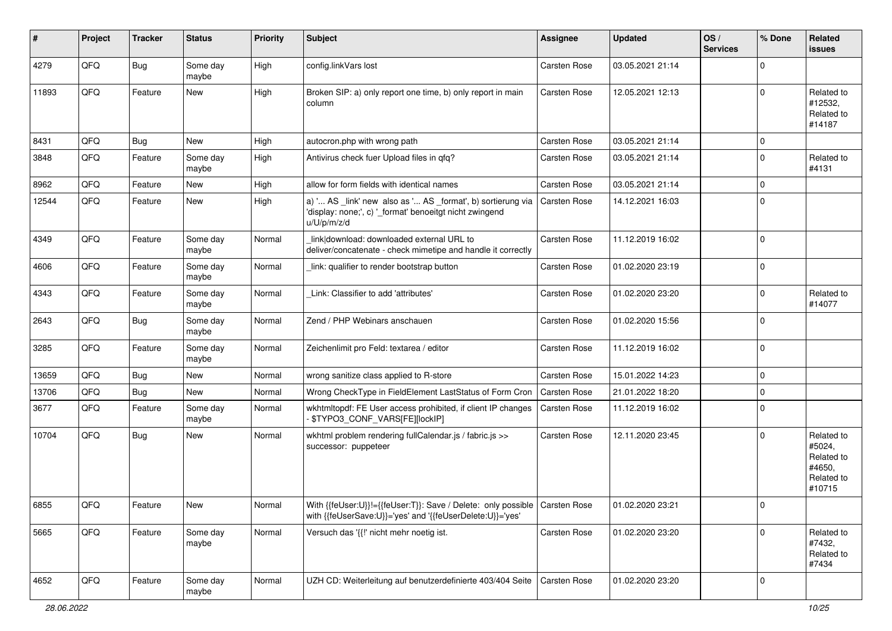| # | Project | Tracker | Status | Priority | Subject | Assignee | Updated | OS / Services | % Done | Related issues |
|---|---|---|---|---|---|---|---|---|---|---|
| 4279 | QFQ | Bug | Some day maybe | High | config.linkVars lost | Carsten Rose | 03.05.2021 21:14 | | 0 | |
| 11893 | QFQ | Feature | New | High | Broken SIP: a) only report one time, b) only report in main column | Carsten Rose | 12.05.2021 12:13 | | 0 | Related to #12532, Related to #14187 |
| 8431 | QFQ | Bug | New | High | autocron.php with wrong path | Carsten Rose | 03.05.2021 21:14 | | 0 | |
| 3848 | QFQ | Feature | Some day maybe | High | Antivirus check fuer Upload files in qfq? | Carsten Rose | 03.05.2021 21:14 | | 0 | Related to #4131 |
| 8962 | QFQ | Feature | New | High | allow for form fields with identical names | Carsten Rose | 03.05.2021 21:14 | | 0 | |
| 12544 | QFQ | Feature | New | High | a) '... AS _link' new also as '... AS _format', b) sortierung via 'display: none;', c) '_format' benoeitgt nicht zwingend u/U/p/m/z/d | Carsten Rose | 14.12.2021 16:03 | | 0 | |
| 4349 | QFQ | Feature | Some day maybe | Normal | _link\|download: downloaded external URL to deliver/concatenate - check mimetipe and handle it correctly | Carsten Rose | 11.12.2019 16:02 | | 0 | |
| 4606 | QFQ | Feature | Some day maybe | Normal | _link: qualifier to render bootstrap button | Carsten Rose | 01.02.2020 23:19 | | 0 | |
| 4343 | QFQ | Feature | Some day maybe | Normal | _Link: Classifier to add 'attributes' | Carsten Rose | 01.02.2020 23:20 | | 0 | Related to #14077 |
| 2643 | QFQ | Bug | Some day maybe | Normal | Zend / PHP Webinars anschauen | Carsten Rose | 01.02.2020 15:56 | | 0 | |
| 3285 | QFQ | Feature | Some day maybe | Normal | Zeichenlimit pro Feld: textarea / editor | Carsten Rose | 11.12.2019 16:02 | | 0 | |
| 13659 | QFQ | Bug | New | Normal | wrong sanitize class applied to R-store | Carsten Rose | 15.01.2022 14:23 | | 0 | |
| 13706 | QFQ | Bug | New | Normal | Wrong CheckType in FieldElement LastStatus of Form Cron | Carsten Rose | 21.01.2022 18:20 | | 0 | |
| 3677 | QFQ | Feature | Some day maybe | Normal | wkhtmltopdf: FE User access prohibited, if client IP changes - $TYPO3_CONF_VARS[FE][lockIP] | Carsten Rose | 11.12.2019 16:02 | | 0 | |
| 10704 | QFQ | Bug | New | Normal | wkhtml problem rendering fullCalendar.js / fabric.js >> successor: puppeteer | Carsten Rose | 12.11.2020 23:45 | | 0 | Related to #5024, Related to #4650, Related to #10715 |
| 6855 | QFQ | Feature | New | Normal | With {{feUser:U}}!={{feUser:T}}: Save / Delete: only possible with {{feUserSave:U}}='yes' and '{{feUserDelete:U}}='yes' | Carsten Rose | 01.02.2020 23:21 | | 0 | |
| 5665 | QFQ | Feature | Some day maybe | Normal | Versuch das '{{!' nicht mehr noetig ist. | Carsten Rose | 01.02.2020 23:20 | | 0 | Related to #7432, Related to #7434 |
| 4652 | QFQ | Feature | Some day maybe | Normal | UZH CD: Weiterleitung auf benutzerdefinierte 403/404 Seite | Carsten Rose | 01.02.2020 23:20 | | 0 | |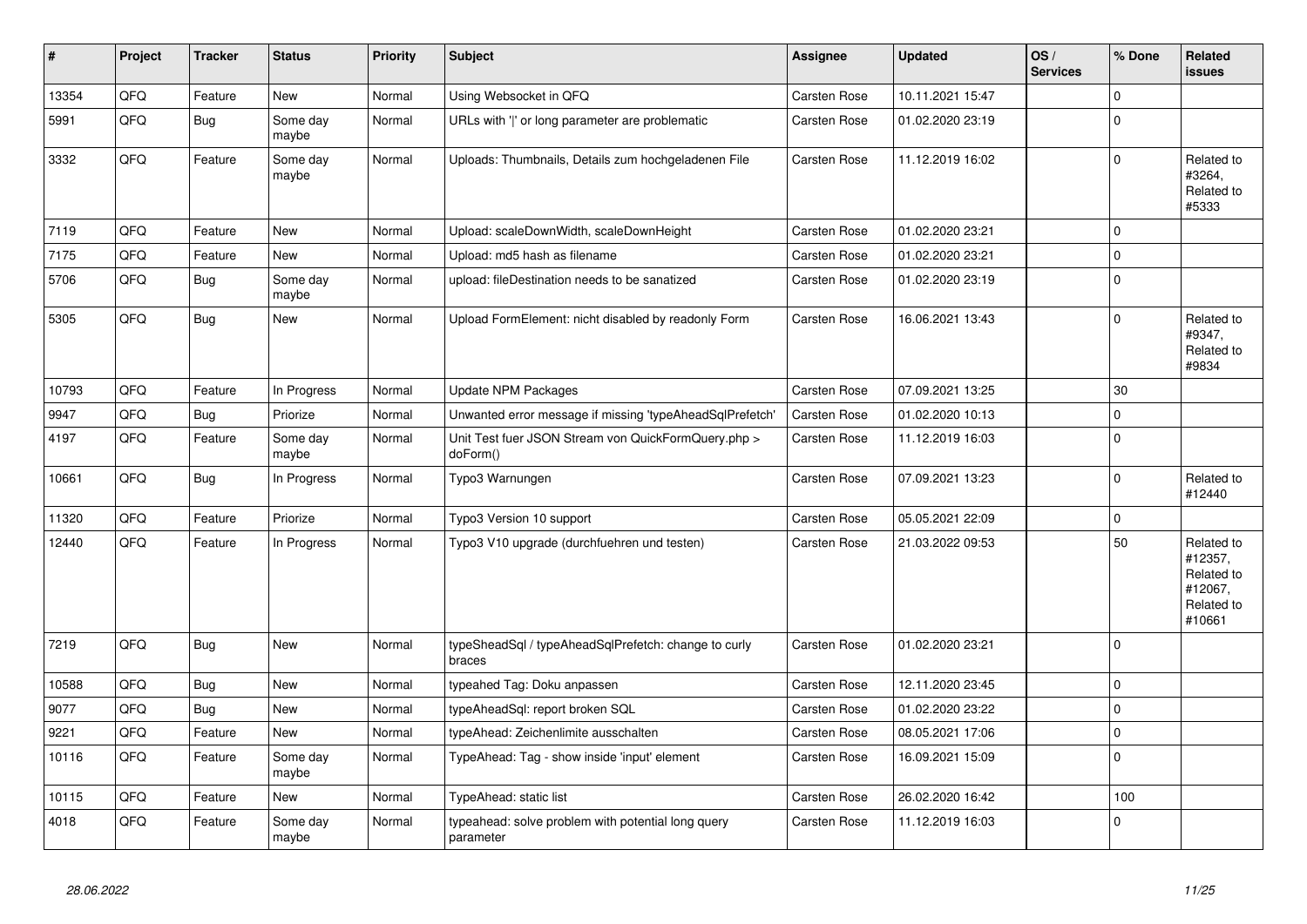| # | Project | Tracker | Status | Priority | Subject | Assignee | Updated | OS / Services | % Done | Related issues |
|---|---|---|---|---|---|---|---|---|---|---|
| 13354 | QFQ | Feature | New | Normal | Using Websocket in QFQ | Carsten Rose | 10.11.2021 15:47 | | 0 | |
| 5991 | QFQ | Bug | Some day maybe | Normal | URLs with '\|' or long parameter are problematic | Carsten Rose | 01.02.2020 23:19 | | 0 | |
| 3332 | QFQ | Feature | Some day maybe | Normal | Uploads: Thumbnails, Details zum hochgeladenen File | Carsten Rose | 11.12.2019 16:02 | | 0 | Related to #3264, Related to #5333 |
| 7119 | QFQ | Feature | New | Normal | Upload: scaleDownWidth, scaleDownHeight | Carsten Rose | 01.02.2020 23:21 | | 0 | |
| 7175 | QFQ | Feature | New | Normal | Upload: md5 hash as filename | Carsten Rose | 01.02.2020 23:21 | | 0 | |
| 5706 | QFQ | Bug | Some day maybe | Normal | upload: fileDestination needs to be sanatized | Carsten Rose | 01.02.2020 23:19 | | 0 | |
| 5305 | QFQ | Bug | New | Normal | Upload FormElement: nicht disabled by readonly Form | Carsten Rose | 16.06.2021 13:43 | | 0 | Related to #9347, Related to #9834 |
| 10793 | QFQ | Feature | In Progress | Normal | Update NPM Packages | Carsten Rose | 07.09.2021 13:25 | | 30 | |
| 9947 | QFQ | Bug | Priorize | Normal | Unwanted error message if missing 'typeAheadSqlPrefetch' | Carsten Rose | 01.02.2020 10:13 | | 0 | |
| 4197 | QFQ | Feature | Some day maybe | Normal | Unit Test fuer JSON Stream von QuickFormQuery.php > doForm() | Carsten Rose | 11.12.2019 16:03 | | 0 | |
| 10661 | QFQ | Bug | In Progress | Normal | Typo3 Warnungen | Carsten Rose | 07.09.2021 13:23 | | 0 | Related to #12440 |
| 11320 | QFQ | Feature | Priorize | Normal | Typo3 Version 10 support | Carsten Rose | 05.05.2021 22:09 | | 0 | |
| 12440 | QFQ | Feature | In Progress | Normal | Typo3 V10 upgrade (durchfuehren und testen) | Carsten Rose | 21.03.2022 09:53 | | 50 | Related to #12357, Related to #12067, Related to #10661 |
| 7219 | QFQ | Bug | New | Normal | typeSheadSql / typeAheadSqlPrefetch: change to curly braces | Carsten Rose | 01.02.2020 23:21 | | 0 | |
| 10588 | QFQ | Bug | New | Normal | typeahed Tag: Doku anpassen | Carsten Rose | 12.11.2020 23:45 | | 0 | |
| 9077 | QFQ | Bug | New | Normal | typeAheadSql: report broken SQL | Carsten Rose | 01.02.2020 23:22 | | 0 | |
| 9221 | QFQ | Feature | New | Normal | typeAhead: Zeichenlimite ausschalten | Carsten Rose | 08.05.2021 17:06 | | 0 | |
| 10116 | QFQ | Feature | Some day maybe | Normal | TypeAhead: Tag - show inside 'input' element | Carsten Rose | 16.09.2021 15:09 | | 0 | |
| 10115 | QFQ | Feature | New | Normal | TypeAhead: static list | Carsten Rose | 26.02.2020 16:42 | | 100 | |
| 4018 | QFQ | Feature | Some day maybe | Normal | typeahead: solve problem with potential long query parameter | Carsten Rose | 11.12.2019 16:03 | | 0 | |

28.06.2022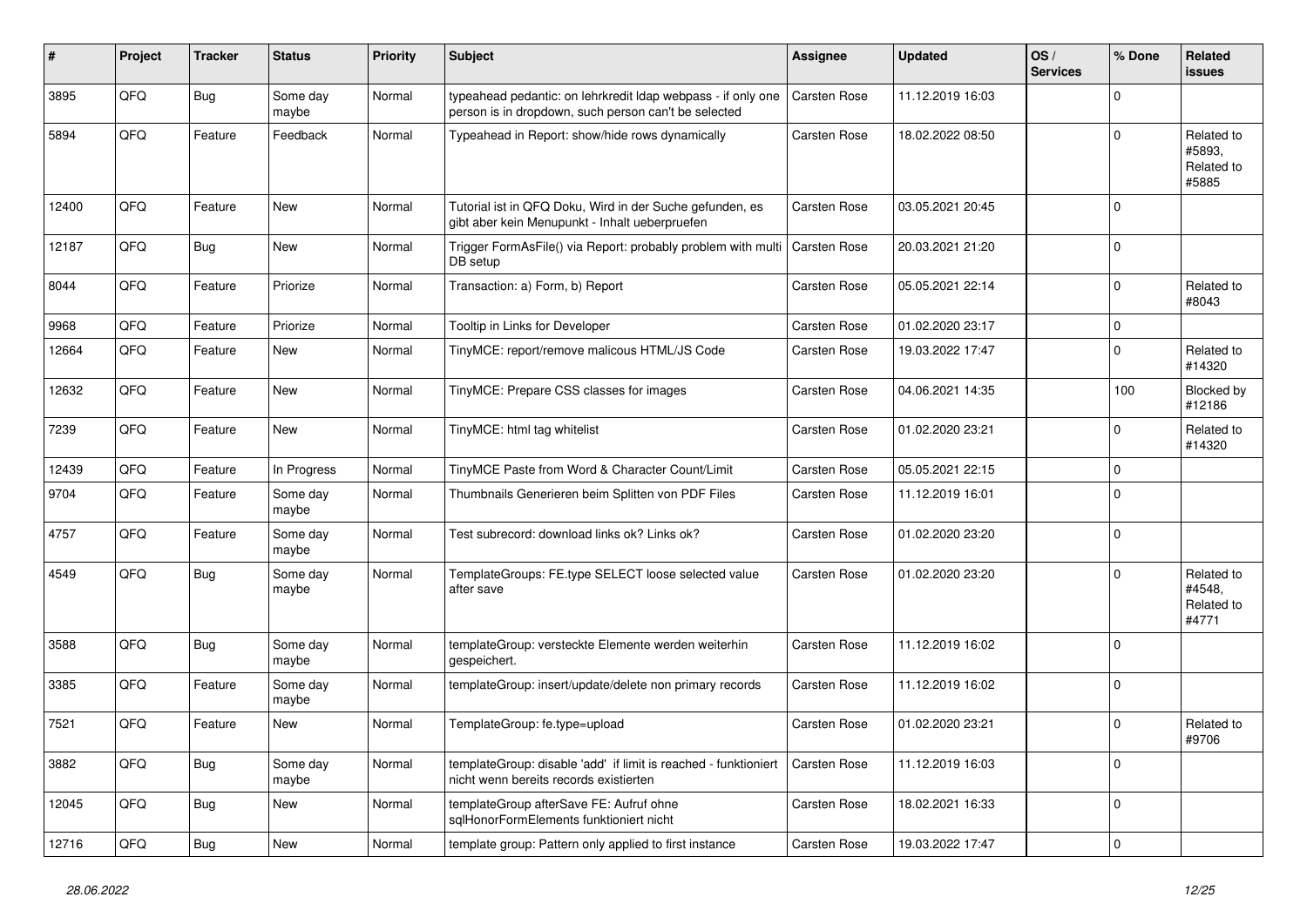| # | Project | Tracker | Status | Priority | Subject | Assignee | Updated | OS / Services | % Done | Related issues |
|---|---|---|---|---|---|---|---|---|---|---|
| 3895 | QFQ | Bug | Some day maybe | Normal | typeahead pedantic: on lehrkredit ldap webpass - if only one person is in dropdown, such person can't be selected | Carsten Rose | 11.12.2019 16:03 | | 0 | |
| 5894 | QFQ | Feature | Feedback | Normal | Typeahead in Report: show/hide rows dynamically | Carsten Rose | 18.02.2022 08:50 | | 0 | Related to #5893, Related to #5885 |
| 12400 | QFQ | Feature | New | Normal | Tutorial ist in QFQ Doku, Wird in der Suche gefunden, es gibt aber kein Menupunkt - Inhalt ueberpruefen | Carsten Rose | 03.05.2021 20:45 | | 0 | |
| 12187 | QFQ | Bug | New | Normal | Trigger FormAsFile() via Report: probably problem with multi DB setup | Carsten Rose | 20.03.2021 21:20 | | 0 | |
| 8044 | QFQ | Feature | Priorize | Normal | Transaction: a) Form, b) Report | Carsten Rose | 05.05.2021 22:14 | | 0 | Related to #8043 |
| 9968 | QFQ | Feature | Priorize | Normal | Tooltip in Links for Developer | Carsten Rose | 01.02.2020 23:17 | | 0 | |
| 12664 | QFQ | Feature | New | Normal | TinyMCE: report/remove malicous HTML/JS Code | Carsten Rose | 19.03.2022 17:47 | | 0 | Related to #14320 |
| 12632 | QFQ | Feature | New | Normal | TinyMCE: Prepare CSS classes for images | Carsten Rose | 04.06.2021 14:35 | | 100 | Blocked by #12186 |
| 7239 | QFQ | Feature | New | Normal | TinyMCE: html tag whitelist | Carsten Rose | 01.02.2020 23:21 | | 0 | Related to #14320 |
| 12439 | QFQ | Feature | In Progress | Normal | TinyMCE Paste from Word & Character Count/Limit | Carsten Rose | 05.05.2021 22:15 | | 0 | |
| 9704 | QFQ | Feature | Some day maybe | Normal | Thumbnails Generieren beim Splitten von PDF Files | Carsten Rose | 11.12.2019 16:01 | | 0 | |
| 4757 | QFQ | Feature | Some day maybe | Normal | Test subrecord: download links ok? Links ok? | Carsten Rose | 01.02.2020 23:20 | | 0 | |
| 4549 | QFQ | Bug | Some day maybe | Normal | TemplateGroups: FE.type SELECT loose selected value after save | Carsten Rose | 01.02.2020 23:20 | | 0 | Related to #4548, Related to #4771 |
| 3588 | QFQ | Bug | Some day maybe | Normal | templateGroup: versteckte Elemente werden weiterhin gespeichert. | Carsten Rose | 11.12.2019 16:02 | | 0 | |
| 3385 | QFQ | Feature | Some day maybe | Normal | templateGroup: insert/update/delete non primary records | Carsten Rose | 11.12.2019 16:02 | | 0 | |
| 7521 | QFQ | Feature | New | Normal | TemplateGroup: fe.type=upload | Carsten Rose | 01.02.2020 23:21 | | 0 | Related to #9706 |
| 3882 | QFQ | Bug | Some day maybe | Normal | templateGroup: disable 'add' if limit is reached - funktioniert nicht wenn bereits records existierten | Carsten Rose | 11.12.2019 16:03 | | 0 | |
| 12045 | QFQ | Bug | New | Normal | templateGroup afterSave FE: Aufruf ohne sqlHonorFormElements funktioniert nicht | Carsten Rose | 18.02.2021 16:33 | | 0 | |
| 12716 | QFQ | Bug | New | Normal | template group: Pattern only applied to first instance | Carsten Rose | 19.03.2022 17:47 | | 0 | |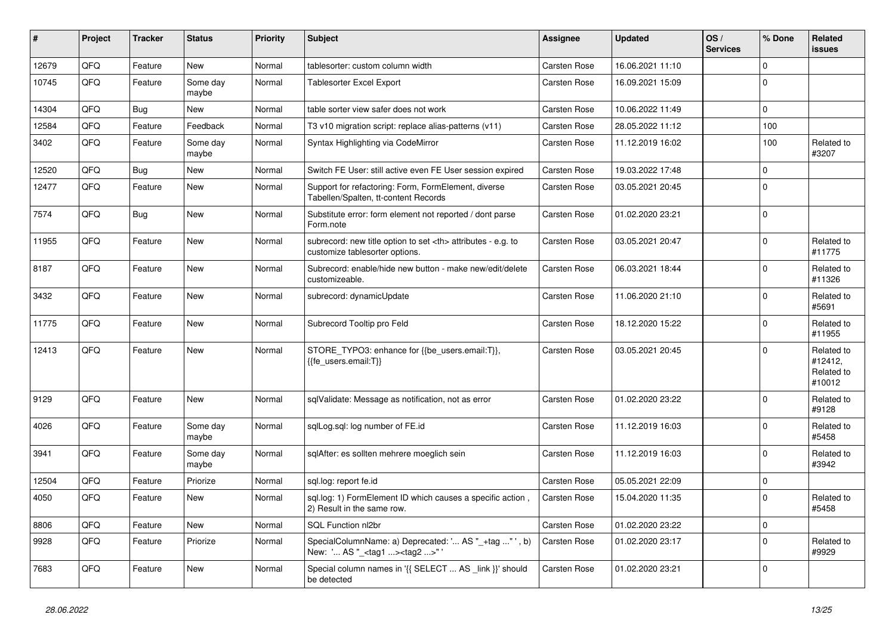| # | Project | Tracker | Status | Priority | Subject | Assignee | Updated | OS / Services | % Done | Related issues |
|---|---|---|---|---|---|---|---|---|---|---|
| 12679 | QFQ | Feature | New | Normal | tablesorter: custom column width | Carsten Rose | 16.06.2021 11:10 | | 0 | |
| 10745 | QFQ | Feature | Some day maybe | Normal | Tablesorter Excel Export | Carsten Rose | 16.09.2021 15:09 | | 0 | |
| 14304 | QFQ | Bug | New | Normal | table sorter view safer does not work | Carsten Rose | 10.06.2022 11:49 | | 0 | |
| 12584 | QFQ | Feature | Feedback | Normal | T3 v10 migration script: replace alias-patterns (v11) | Carsten Rose | 28.05.2022 11:12 | | 100 | |
| 3402 | QFQ | Feature | Some day maybe | Normal | Syntax Highlighting via CodeMirror | Carsten Rose | 11.12.2019 16:02 | | 100 | Related to #3207 |
| 12520 | QFQ | Bug | New | Normal | Switch FE User: still active even FE User session expired | Carsten Rose | 19.03.2022 17:48 | | 0 | |
| 12477 | QFQ | Feature | New | Normal | Support for refactoring: Form, FormElement, diverse Tabellen/Spalten, tt-content Records | Carsten Rose | 03.05.2021 20:45 | | 0 | |
| 7574 | QFQ | Bug | New | Normal | Substitute error: form element not reported / dont parse Form.note | Carsten Rose | 01.02.2020 23:21 | | 0 | |
| 11955 | QFQ | Feature | New | Normal | subrecord: new title option to set <th> attributes - e.g. to customize tablesorter options. | Carsten Rose | 03.05.2021 20:47 | | 0 | Related to #11775 |
| 8187 | QFQ | Feature | New | Normal | Subrecord: enable/hide new button - make new/edit/delete customizeable. | Carsten Rose | 06.03.2021 18:44 | | 0 | Related to #11326 |
| 3432 | QFQ | Feature | New | Normal | subrecord: dynamicUpdate | Carsten Rose | 11.06.2020 21:10 | | 0 | Related to #5691 |
| 11775 | QFQ | Feature | New | Normal | Subrecord Tooltip pro Feld | Carsten Rose | 18.12.2020 15:22 | | 0 | Related to #11955 |
| 12413 | QFQ | Feature | New | Normal | STORE_TYPO3: enhance for {{be_users.email:T}}, {{fe_users.email:T}} | Carsten Rose | 03.05.2021 20:45 | | 0 | Related to #12412, Related to #10012 |
| 9129 | QFQ | Feature | New | Normal | sqlValidate: Message as notification, not as error | Carsten Rose | 01.02.2020 23:22 | | 0 | Related to #9128 |
| 4026 | QFQ | Feature | Some day maybe | Normal | sqlLog.sql: log number of FE.id | Carsten Rose | 11.12.2019 16:03 | | 0 | Related to #5458 |
| 3941 | QFQ | Feature | Some day maybe | Normal | sqlAfter: es sollten mehrere moeglich sein | Carsten Rose | 11.12.2019 16:03 | | 0 | Related to #3942 |
| 12504 | QFQ | Feature | Priorize | Normal | sql.log: report fe.id | Carsten Rose | 05.05.2021 22:09 | | 0 | |
| 4050 | QFQ | Feature | New | Normal | sql.log: 1) FormElement ID which causes a specific action , 2) Result in the same row. | Carsten Rose | 15.04.2020 11:35 | | 0 | Related to #5458 |
| 8806 | QFQ | Feature | New | Normal | SQL Function nl2br | Carsten Rose | 01.02.2020 23:22 | | 0 | |
| 9928 | QFQ | Feature | Priorize | Normal | SpecialColumnName: a) Deprecated: '... AS "_+tag ..." ', b) New: '... AS "_<tag1 ...><tag2 ...>" ' | Carsten Rose | 01.02.2020 23:17 | | 0 | Related to #9929 |
| 7683 | QFQ | Feature | New | Normal | Special column names in '{{ SELECT ... AS _link }}' should be detected | Carsten Rose | 01.02.2020 23:21 | | 0 | |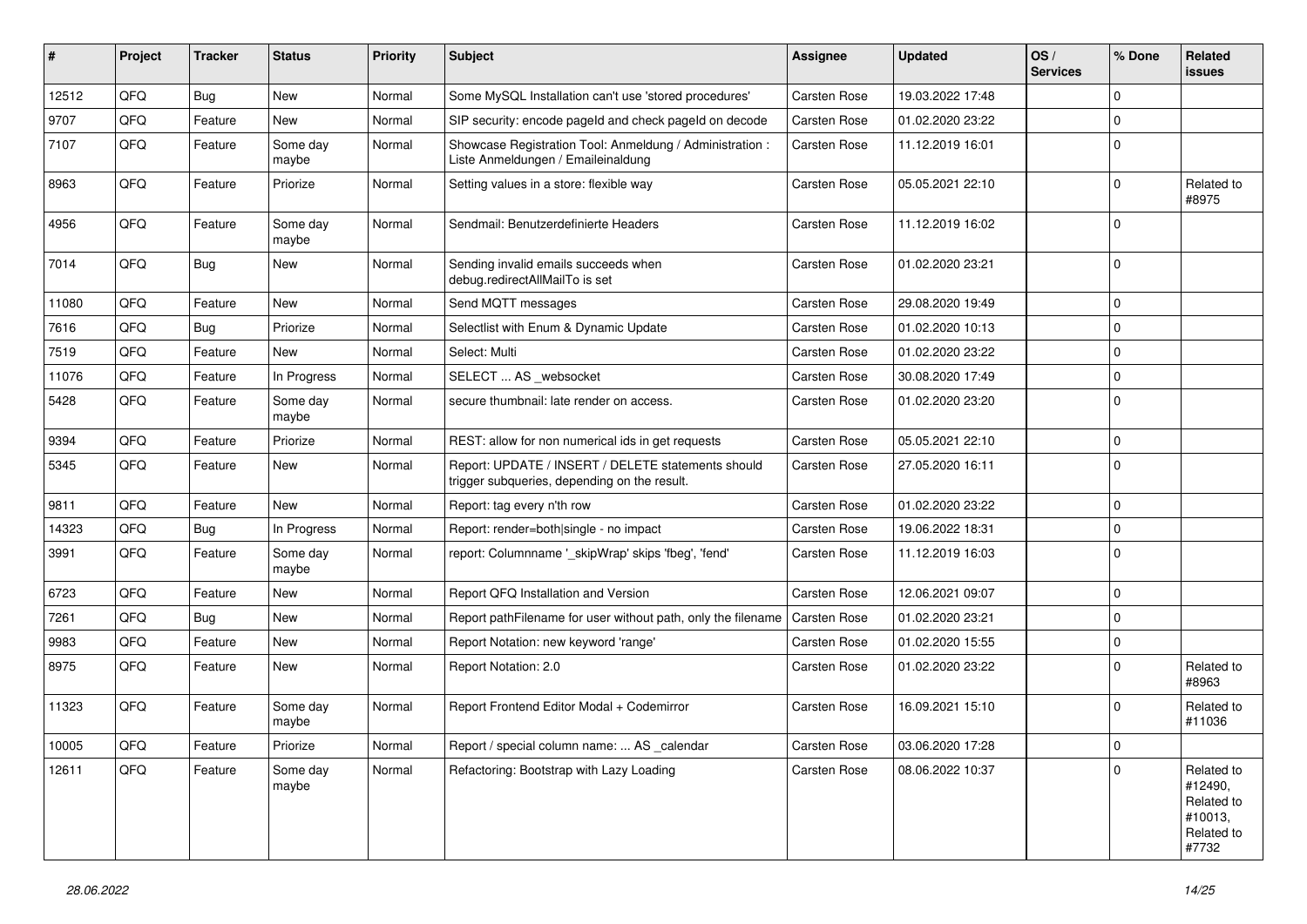| # | Project | Tracker | Status | Priority | Subject | Assignee | Updated | OS / Services | % Done | Related issues |
|---|---|---|---|---|---|---|---|---|---|---|
| 12512 | QFQ | Bug | New | Normal | Some MySQL Installation can't use 'stored procedures' | Carsten Rose | 19.03.2022 17:48 | | 0 | |
| 9707 | QFQ | Feature | New | Normal | SIP security: encode pageId and check pageId on decode | Carsten Rose | 01.02.2020 23:22 | | 0 | |
| 7107 | QFQ | Feature | Some day maybe | Normal | Showcase Registration Tool: Anmeldung / Administration : Liste Anmeldungen / Emaileinaldung | Carsten Rose | 11.12.2019 16:01 | | 0 | |
| 8963 | QFQ | Feature | Priorize | Normal | Setting values in a store: flexible way | Carsten Rose | 05.05.2021 22:10 | | 0 | Related to #8975 |
| 4956 | QFQ | Feature | Some day maybe | Normal | Sendmail: Benutzerdefinierte Headers | Carsten Rose | 11.12.2019 16:02 | | 0 | |
| 7014 | QFQ | Bug | New | Normal | Sending invalid emails succeeds when debug.redirectAllMailTo is set | Carsten Rose | 01.02.2020 23:21 | | 0 | |
| 11080 | QFQ | Feature | New | Normal | Send MQTT messages | Carsten Rose | 29.08.2020 19:49 | | 0 | |
| 7616 | QFQ | Bug | Priorize | Normal | Selectlist with Enum & Dynamic Update | Carsten Rose | 01.02.2020 10:13 | | 0 | |
| 7519 | QFQ | Feature | New | Normal | Select: Multi | Carsten Rose | 01.02.2020 23:22 | | 0 | |
| 11076 | QFQ | Feature | In Progress | Normal | SELECT ... AS _websocket | Carsten Rose | 30.08.2020 17:49 | | 0 | |
| 5428 | QFQ | Feature | Some day maybe | Normal | secure thumbnail: late render on access. | Carsten Rose | 01.02.2020 23:20 | | 0 | |
| 9394 | QFQ | Feature | Priorize | Normal | REST: allow for non numerical ids in get requests | Carsten Rose | 05.05.2021 22:10 | | 0 | |
| 5345 | QFQ | Feature | New | Normal | Report: UPDATE / INSERT / DELETE statements should trigger subqueries, depending on the result. | Carsten Rose | 27.05.2020 16:11 | | 0 | |
| 9811 | QFQ | Feature | New | Normal | Report: tag every n'th row | Carsten Rose | 01.02.2020 23:22 | | 0 | |
| 14323 | QFQ | Bug | In Progress | Normal | Report: render=both\|single - no impact | Carsten Rose | 19.06.2022 18:31 | | 0 | |
| 3991 | QFQ | Feature | Some day maybe | Normal | report: Columnname '_skipWrap' skips 'fbeg', 'fend' | Carsten Rose | 11.12.2019 16:03 | | 0 | |
| 6723 | QFQ | Feature | New | Normal | Report QFQ Installation and Version | Carsten Rose | 12.06.2021 09:07 | | 0 | |
| 7261 | QFQ | Bug | New | Normal | Report pathFilename for user without path, only the filename | Carsten Rose | 01.02.2020 23:21 | | 0 | |
| 9983 | QFQ | Feature | New | Normal | Report Notation: new keyword 'range' | Carsten Rose | 01.02.2020 15:55 | | 0 | |
| 8975 | QFQ | Feature | New | Normal | Report Notation: 2.0 | Carsten Rose | 01.02.2020 23:22 | | 0 | Related to #8963 |
| 11323 | QFQ | Feature | Some day maybe | Normal | Report Frontend Editor Modal + Codemirror | Carsten Rose | 16.09.2021 15:10 | | 0 | Related to #11036 |
| 10005 | QFQ | Feature | Priorize | Normal | Report / special column name: ... AS _calendar | Carsten Rose | 03.06.2020 17:28 | | 0 | |
| 12611 | QFQ | Feature | Some day maybe | Normal | Refactoring: Bootstrap with Lazy Loading | Carsten Rose | 08.06.2022 10:37 | | 0 | Related to #12490, Related to #10013, Related to #7732 |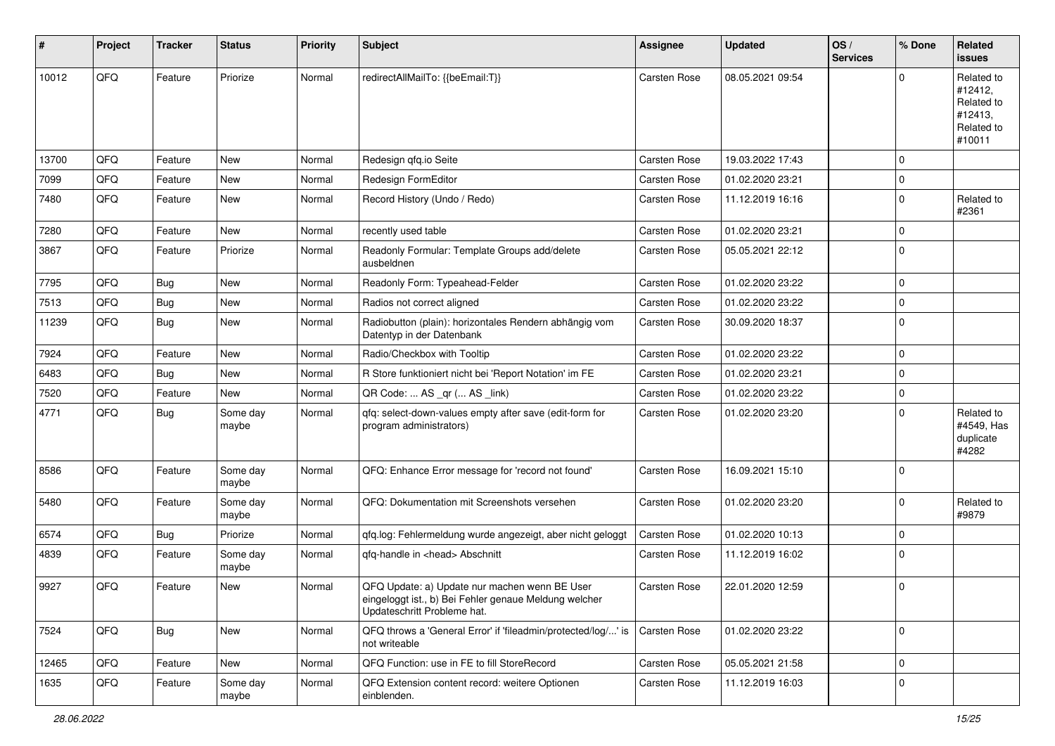| # | Project | Tracker | Status | Priority | Subject | Assignee | Updated | OS / Services | % Done | Related issues |
|---|---|---|---|---|---|---|---|---|---|---|
| 10012 | QFQ | Feature | Priorize | Normal | redirectAllMailTo: {{beEmail:T}} | Carsten Rose | 08.05.2021 09:54 | | 0 | Related to #12412, Related to #12413, Related to #10011 |
| 13700 | QFQ | Feature | New | Normal | Redesign qfq.io Seite | Carsten Rose | 19.03.2022 17:43 | | 0 | |
| 7099 | QFQ | Feature | New | Normal | Redesign FormEditor | Carsten Rose | 01.02.2020 23:21 | | 0 | |
| 7480 | QFQ | Feature | New | Normal | Record History (Undo / Redo) | Carsten Rose | 11.12.2019 16:16 | | 0 | Related to #2361 |
| 7280 | QFQ | Feature | New | Normal | recently used table | Carsten Rose | 01.02.2020 23:21 | | 0 | |
| 3867 | QFQ | Feature | Priorize | Normal | Readonly Formular: Template Groups add/delete ausbeldnen | Carsten Rose | 05.05.2021 22:12 | | 0 | |
| 7795 | QFQ | Bug | New | Normal | Readonly Form: Typeahead-Felder | Carsten Rose | 01.02.2020 23:22 | | 0 | |
| 7513 | QFQ | Bug | New | Normal | Radios not correct aligned | Carsten Rose | 01.02.2020 23:22 | | 0 | |
| 11239 | QFQ | Bug | New | Normal | Radiobutton (plain): horizontales Rendern abhängig vom Datentyp in der Datenbank | Carsten Rose | 30.09.2020 18:37 | | 0 | |
| 7924 | QFQ | Feature | New | Normal | Radio/Checkbox with Tooltip | Carsten Rose | 01.02.2020 23:22 | | 0 | |
| 6483 | QFQ | Bug | New | Normal | R Store funktioniert nicht bei 'Report Notation' im FE | Carsten Rose | 01.02.2020 23:21 | | 0 | |
| 7520 | QFQ | Feature | New | Normal | QR Code: ... AS _qr ( ... AS _link) | Carsten Rose | 01.02.2020 23:22 | | 0 | |
| 4771 | QFQ | Bug | Some day maybe | Normal | qfq: select-down-values empty after save (edit-form for program administrators) | Carsten Rose | 01.02.2020 23:20 | | 0 | Related to #4549, Has duplicate #4282 |
| 8586 | QFQ | Feature | Some day maybe | Normal | QFQ: Enhance Error message for 'record not found' | Carsten Rose | 16.09.2021 15:10 | | 0 | |
| 5480 | QFQ | Feature | Some day maybe | Normal | QFQ: Dokumentation mit Screenshots versehen | Carsten Rose | 01.02.2020 23:20 | | 0 | Related to #9879 |
| 6574 | QFQ | Bug | Priorize | Normal | qfq.log: Fehlermeldung wurde angezeigt, aber nicht geloggt | Carsten Rose | 01.02.2020 10:13 | | 0 | |
| 4839 | QFQ | Feature | Some day maybe | Normal | qfq-handle in <head> Abschnitt | Carsten Rose | 11.12.2019 16:02 | | 0 | |
| 9927 | QFQ | Feature | New | Normal | QFQ Update: a) Update nur machen wenn BE User eingeloggt ist., b) Bei Fehler genaue Meldung welcher Updateschritt Probleme hat. | Carsten Rose | 22.01.2020 12:59 | | 0 | |
| 7524 | QFQ | Bug | New | Normal | QFQ throws a 'General Error' if 'fileadmin/protected/log/...' is not writeable | Carsten Rose | 01.02.2020 23:22 | | 0 | |
| 12465 | QFQ | Feature | New | Normal | QFQ Function: use in FE to fill StoreRecord | Carsten Rose | 05.05.2021 21:58 | | 0 | |
| 1635 | QFQ | Feature | Some day maybe | Normal | QFQ Extension content record: weitere Optionen einblenden. | Carsten Rose | 11.12.2019 16:03 | | 0 | |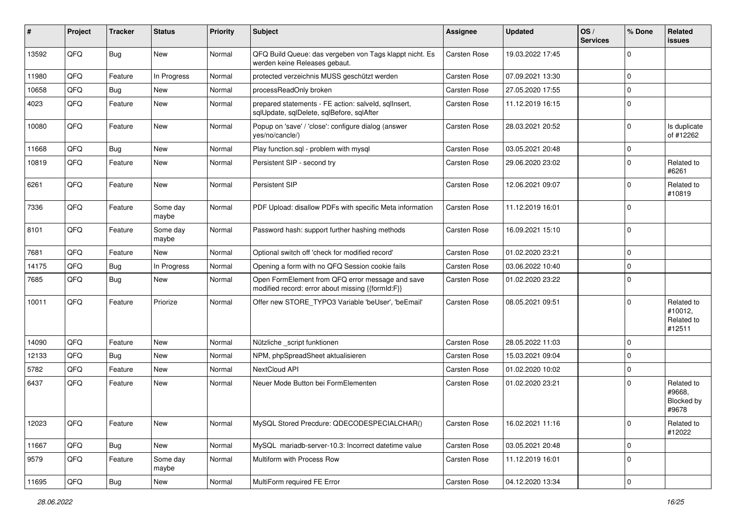| # | Project | Tracker | Status | Priority | Subject | Assignee | Updated | OS / Services | % Done | Related issues |
|---|---|---|---|---|---|---|---|---|---|---|
| 13592 | QFQ | Bug | New | Normal | QFQ Build Queue: das vergeben von Tags klappt nicht. Es werden keine Releases gebaut. | Carsten Rose | 19.03.2022 17:45 | | 0 | |
| 11980 | QFQ | Feature | In Progress | Normal | protected verzeichnis MUSS geschützt werden | Carsten Rose | 07.09.2021 13:30 | | 0 | |
| 10658 | QFQ | Bug | New | Normal | processReadOnly broken | Carsten Rose | 27.05.2020 17:55 | | 0 | |
| 4023 | QFQ | Feature | New | Normal | prepared statements - FE action: salveld, sqlInsert, sqlUpdate, sqlDelete, sqlBefore, sqlAfter | Carsten Rose | 11.12.2019 16:15 | | 0 | |
| 10080 | QFQ | Feature | New | Normal | Popup on 'save' / 'close': configure dialog (answer yes/no/cancle/) | Carsten Rose | 28.03.2021 20:52 | | 0 | Is duplicate of #12262 |
| 11668 | QFQ | Bug | New | Normal | Play function.sql - problem with mysql | Carsten Rose | 03.05.2021 20:48 | | 0 | |
| 10819 | QFQ | Feature | New | Normal | Persistent SIP - second try | Carsten Rose | 29.06.2020 23:02 | | 0 | Related to #6261 |
| 6261 | QFQ | Feature | New | Normal | Persistent SIP | Carsten Rose | 12.06.2021 09:07 | | 0 | Related to #10819 |
| 7336 | QFQ | Feature | Some day maybe | Normal | PDF Upload: disallow PDFs with specific Meta information | Carsten Rose | 11.12.2019 16:01 | | 0 | |
| 8101 | QFQ | Feature | Some day maybe | Normal | Password hash: support further hashing methods | Carsten Rose | 16.09.2021 15:10 | | 0 | |
| 7681 | QFQ | Feature | New | Normal | Optional switch off 'check for modified record' | Carsten Rose | 01.02.2020 23:21 | | 0 | |
| 14175 | QFQ | Bug | In Progress | Normal | Opening a form with no QFQ Session cookie fails | Carsten Rose | 03.06.2022 10:40 | | 0 | |
| 7685 | QFQ | Bug | New | Normal | Open FormElement from QFQ error message and save modified record: error about missing {{formId:F}} | Carsten Rose | 01.02.2020 23:22 | | 0 | |
| 10011 | QFQ | Feature | Priorize | Normal | Offer new STORE_TYPO3 Variable 'beUser', 'beEmail' | Carsten Rose | 08.05.2021 09:51 | | 0 | Related to #10012, Related to #12511 |
| 14090 | QFQ | Feature | New | Normal | Nützliche _script funktionen | Carsten Rose | 28.05.2022 11:03 | | 0 | |
| 12133 | QFQ | Bug | New | Normal | NPM, phpSpreadSheet aktualisieren | Carsten Rose | 15.03.2021 09:04 | | 0 | |
| 5782 | QFQ | Feature | New | Normal | NextCloud API | Carsten Rose | 01.02.2020 10:02 | | 0 | |
| 6437 | QFQ | Feature | New | Normal | Neuer Mode Button bei FormElementen | Carsten Rose | 01.02.2020 23:21 | | 0 | Related to #9668, Blocked by #9678 |
| 12023 | QFQ | Feature | New | Normal | MySQL Stored Precdure: QDECODESPECIALCHAR() | Carsten Rose | 16.02.2021 11:16 | | 0 | Related to #12022 |
| 11667 | QFQ | Bug | New | Normal | MySQL mariadb-server-10.3: Incorrect datetime value | Carsten Rose | 03.05.2021 20:48 | | 0 | |
| 9579 | QFQ | Feature | Some day maybe | Normal | Multiform with Process Row | Carsten Rose | 11.12.2019 16:01 | | 0 | |
| 11695 | QFQ | Bug | New | Normal | MultiForm required FE Error | Carsten Rose | 04.12.2020 13:34 | | 0 | |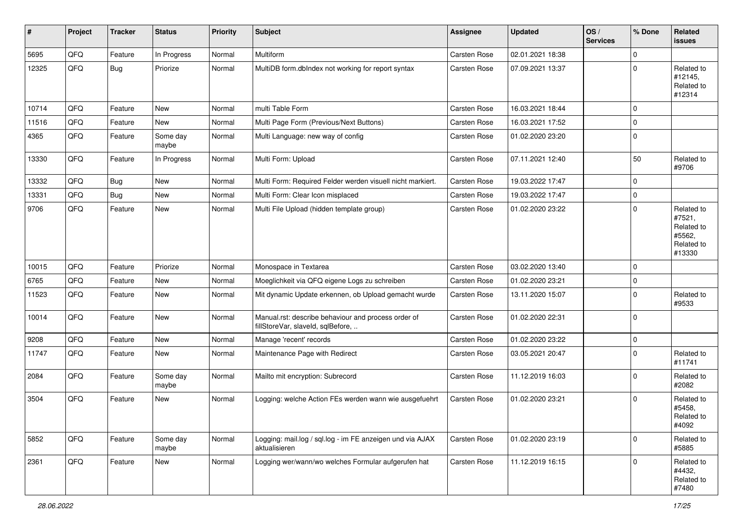| # | Project | Tracker | Status | Priority | Subject | Assignee | Updated | OS / Services | % Done | Related issues |
|---|---|---|---|---|---|---|---|---|---|---|
| 5695 | QFQ | Feature | In Progress | Normal | Multiform | Carsten Rose | 02.01.2021 18:38 | | 0 | |
| 12325 | QFQ | Bug | Priorize | Normal | MultiDB form.dbIndex not working for report syntax | Carsten Rose | 07.09.2021 13:37 | | 0 | Related to #12145, Related to #12314 |
| 10714 | QFQ | Feature | New | Normal | multi Table Form | Carsten Rose | 16.03.2021 18:44 | | 0 | |
| 11516 | QFQ | Feature | New | Normal | Multi Page Form (Previous/Next Buttons) | Carsten Rose | 16.03.2021 17:52 | | 0 | |
| 4365 | QFQ | Feature | Some day maybe | Normal | Multi Language: new way of config | Carsten Rose | 01.02.2020 23:20 | | 0 | |
| 13330 | QFQ | Feature | In Progress | Normal | Multi Form: Upload | Carsten Rose | 07.11.2021 12:40 | | 50 | Related to #9706 |
| 13332 | QFQ | Bug | New | Normal | Multi Form: Required Felder werden visuell nicht markiert. | Carsten Rose | 19.03.2022 17:47 | | 0 | |
| 13331 | QFQ | Bug | New | Normal | Multi Form: Clear Icon misplaced | Carsten Rose | 19.03.2022 17:47 | | 0 | |
| 9706 | QFQ | Feature | New | Normal | Multi File Upload (hidden template group) | Carsten Rose | 01.02.2020 23:22 | | 0 | Related to #7521, Related to #5562, Related to #13330 |
| 10015 | QFQ | Feature | Priorize | Normal | Monospace in Textarea | Carsten Rose | 03.02.2020 13:40 | | 0 | |
| 6765 | QFQ | Feature | New | Normal | Moeglichkeit via QFQ eigene Logs zu schreiben | Carsten Rose | 01.02.2020 23:21 | | 0 | |
| 11523 | QFQ | Feature | New | Normal | Mit dynamic Update erkennen, ob Upload gemacht wurde | Carsten Rose | 13.11.2020 15:07 | | 0 | Related to #9533 |
| 10014 | QFQ | Feature | New | Normal | Manual.rst: describe behaviour and process order of fillStoreVar, slaveId, sqlBefore, .. | Carsten Rose | 01.02.2020 22:31 | | 0 | |
| 9208 | QFQ | Feature | New | Normal | Manage 'recent' records | Carsten Rose | 01.02.2020 23:22 | | 0 | |
| 11747 | QFQ | Feature | New | Normal | Maintenance Page with Redirect | Carsten Rose | 03.05.2021 20:47 | | 0 | Related to #11741 |
| 2084 | QFQ | Feature | Some day maybe | Normal | Mailto mit encryption: Subrecord | Carsten Rose | 11.12.2019 16:03 | | 0 | Related to #2082 |
| 3504 | QFQ | Feature | New | Normal | Logging: welche Action FEs werden wann wie ausgefuehrt | Carsten Rose | 01.02.2020 23:21 | | 0 | Related to #5458, Related to #4092 |
| 5852 | QFQ | Feature | Some day maybe | Normal | Logging: mail.log / sql.log - im FE anzeigen und via AJAX aktualisieren | Carsten Rose | 01.02.2020 23:19 | | 0 | Related to #5885 |
| 2361 | QFQ | Feature | New | Normal | Logging wer/wann/wo welches Formular aufgerufen hat | Carsten Rose | 11.12.2019 16:15 | | 0 | Related to #4432, Related to #7480 |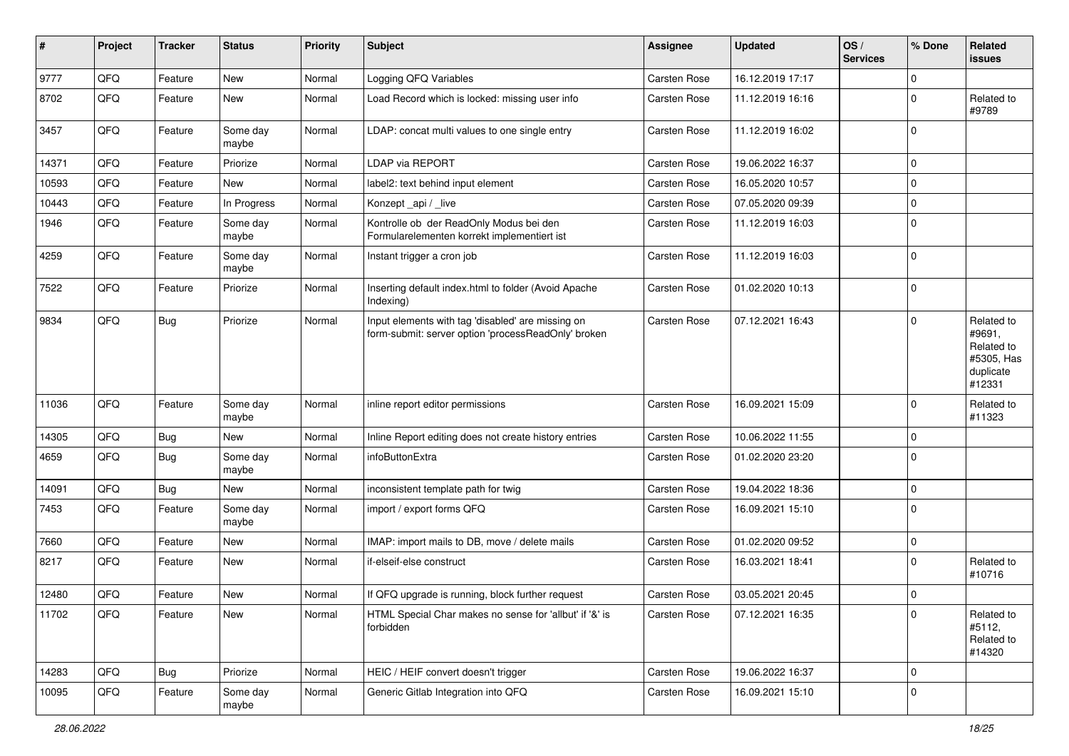| # | Project | Tracker | Status | Priority | Subject | Assignee | Updated | OS / Services | % Done | Related issues |
|---|---|---|---|---|---|---|---|---|---|---|
| 9777 | QFQ | Feature | New | Normal | Logging QFQ Variables | Carsten Rose | 16.12.2019 17:17 | | 0 | |
| 8702 | QFQ | Feature | New | Normal | Load Record which is locked: missing user info | Carsten Rose | 11.12.2019 16:16 | | 0 | Related to #9789 |
| 3457 | QFQ | Feature | Some day maybe | Normal | LDAP: concat multi values to one single entry | Carsten Rose | 11.12.2019 16:02 | | 0 | |
| 14371 | QFQ | Feature | Priorize | Normal | LDAP via REPORT | Carsten Rose | 19.06.2022 16:37 | | 0 | |
| 10593 | QFQ | Feature | New | Normal | label2: text behind input element | Carsten Rose | 16.05.2020 10:57 | | 0 | |
| 10443 | QFQ | Feature | In Progress | Normal | Konzept _api / _live | Carsten Rose | 07.05.2020 09:39 | | 0 | |
| 1946 | QFQ | Feature | Some day maybe | Normal | Kontrolle ob der ReadOnly Modus bei den Formularelementen korrekt implementiert ist | Carsten Rose | 11.12.2019 16:03 | | 0 | |
| 4259 | QFQ | Feature | Some day maybe | Normal | Instant trigger a cron job | Carsten Rose | 11.12.2019 16:03 | | 0 | |
| 7522 | QFQ | Feature | Priorize | Normal | Inserting default index.html to folder (Avoid Apache Indexing) | Carsten Rose | 01.02.2020 10:13 | | 0 | |
| 9834 | QFQ | Bug | Priorize | Normal | Input elements with tag 'disabled' are missing on form-submit: server option 'processReadOnly' broken | Carsten Rose | 07.12.2021 16:43 | | 0 | Related to #9691, Related to #5305, Has duplicate #12331 |
| 11036 | QFQ | Feature | Some day maybe | Normal | inline report editor permissions | Carsten Rose | 16.09.2021 15:09 | | 0 | Related to #11323 |
| 14305 | QFQ | Bug | New | Normal | Inline Report editing does not create history entries | Carsten Rose | 10.06.2022 11:55 | | 0 | |
| 4659 | QFQ | Bug | Some day maybe | Normal | infoButtonExtra | Carsten Rose | 01.02.2020 23:20 | | 0 | |
| 14091 | QFQ | Bug | New | Normal | inconsistent template path for twig | Carsten Rose | 19.04.2022 18:36 | | 0 | |
| 7453 | QFQ | Feature | Some day maybe | Normal | import / export forms QFQ | Carsten Rose | 16.09.2021 15:10 | | 0 | |
| 7660 | QFQ | Feature | New | Normal | IMAP: import mails to DB, move / delete mails | Carsten Rose | 01.02.2020 09:52 | | 0 | |
| 8217 | QFQ | Feature | New | Normal | if-elseif-else construct | Carsten Rose | 16.03.2021 18:41 | | 0 | Related to #10716 |
| 12480 | QFQ | Feature | New | Normal | If QFQ upgrade is running, block further request | Carsten Rose | 03.05.2021 20:45 | | 0 | |
| 11702 | QFQ | Feature | New | Normal | HTML Special Char makes no sense for 'allbut' if '&' is forbidden | Carsten Rose | 07.12.2021 16:35 | | 0 | Related to #5112, Related to #14320 |
| 14283 | QFQ | Bug | Priorize | Normal | HEIC / HEIF convert doesn't trigger | Carsten Rose | 19.06.2022 16:37 | | 0 | |
| 10095 | QFQ | Feature | Some day maybe | Normal | Generic Gitlab Integration into QFQ | Carsten Rose | 16.09.2021 15:10 | | 0 | |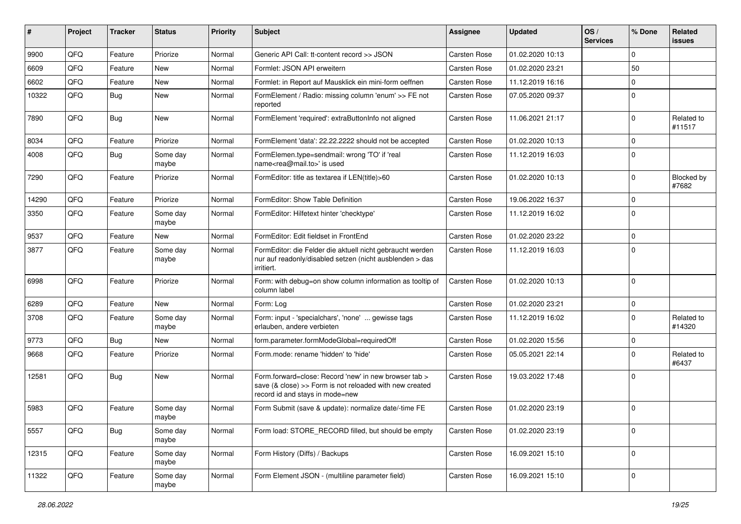| # | Project | Tracker | Status | Priority | Subject | Assignee | Updated | OS / Services | % Done | Related issues |
|---|---|---|---|---|---|---|---|---|---|---|
| 9900 | QFQ | Feature | Priorize | Normal | Generic API Call: tt-content record >> JSON | Carsten Rose | 01.02.2020 10:13 | | 0 | |
| 6609 | QFQ | Feature | New | Normal | Formlet: JSON API erweitern | Carsten Rose | 01.02.2020 23:21 | | 50 | |
| 6602 | QFQ | Feature | New | Normal | Formlet: in Report auf Mausklick ein mini-form oeffnen | Carsten Rose | 11.12.2019 16:16 | | 0 | |
| 10322 | QFQ | Bug | New | Normal | FormElement / Radio: missing column 'enum' >> FE not reported | Carsten Rose | 07.05.2020 09:37 | | 0 | |
| 7890 | QFQ | Bug | New | Normal | FormElement 'required': extraButtonInfo not aligned | Carsten Rose | 11.06.2021 21:17 | | 0 | Related to #11517 |
| 8034 | QFQ | Feature | Priorize | Normal | FormElement 'data': 22.22.2222 should not be accepted | Carsten Rose | 01.02.2020 10:13 | | 0 | |
| 4008 | QFQ | Bug | Some day maybe | Normal | FormElemen.type=sendmail: wrong 'TO' if 'real name<rea@mail.to>' is used | Carsten Rose | 11.12.2019 16:03 | | 0 | |
| 7290 | QFQ | Feature | Priorize | Normal | FormEditor: title as textarea if LEN(title)>60 | Carsten Rose | 01.02.2020 10:13 | | 0 | Blocked by #7682 |
| 14290 | QFQ | Feature | Priorize | Normal | FormEditor: Show Table Definition | Carsten Rose | 19.06.2022 16:37 | | 0 | |
| 3350 | QFQ | Feature | Some day maybe | Normal | FormEditor: Hilfetext hinter 'checktype' | Carsten Rose | 11.12.2019 16:02 | | 0 | |
| 9537 | QFQ | Feature | New | Normal | FormEditor: Edit fieldset in FrontEnd | Carsten Rose | 01.02.2020 23:22 | | 0 | |
| 3877 | QFQ | Feature | Some day maybe | Normal | FormEditor: die Felder die aktuell nicht gebraucht werden nur auf readonly/disabled setzen (nicht ausblenden > das irritiert. | Carsten Rose | 11.12.2019 16:03 | | 0 | |
| 6998 | QFQ | Feature | Priorize | Normal | Form: with debug=on show column information as tooltip of column label | Carsten Rose | 01.02.2020 10:13 | | 0 | |
| 6289 | QFQ | Feature | New | Normal | Form: Log | Carsten Rose | 01.02.2020 23:21 | | 0 | |
| 3708 | QFQ | Feature | Some day maybe | Normal | Form: input - 'specialchars', 'none' ... gewisse tags erlauben, andere verbieten | Carsten Rose | 11.12.2019 16:02 | | 0 | Related to #14320 |
| 9773 | QFQ | Bug | New | Normal | form.parameter.formModeGlobal=requiredOff | Carsten Rose | 01.02.2020 15:56 | | 0 | |
| 9668 | QFQ | Feature | Priorize | Normal | Form.mode: rename 'hidden' to 'hide' | Carsten Rose | 05.05.2021 22:14 | | 0 | Related to #6437 |
| 12581 | QFQ | Bug | New | Normal | Form.forward=close: Record 'new' in new browser tab > save (& close) >> Form is not reloaded with new created record id and stays in mode=new | Carsten Rose | 19.03.2022 17:48 | | 0 | |
| 5983 | QFQ | Feature | Some day maybe | Normal | Form Submit (save & update): normalize date/-time FE | Carsten Rose | 01.02.2020 23:19 | | 0 | |
| 5557 | QFQ | Bug | Some day maybe | Normal | Form load: STORE_RECORD filled, but should be empty | Carsten Rose | 01.02.2020 23:19 | | 0 | |
| 12315 | QFQ | Feature | Some day maybe | Normal | Form History (Diffs) / Backups | Carsten Rose | 16.09.2021 15:10 | | 0 | |
| 11322 | QFQ | Feature | Some day maybe | Normal | Form Element JSON - (multiline parameter field) | Carsten Rose | 16.09.2021 15:10 | | 0 | |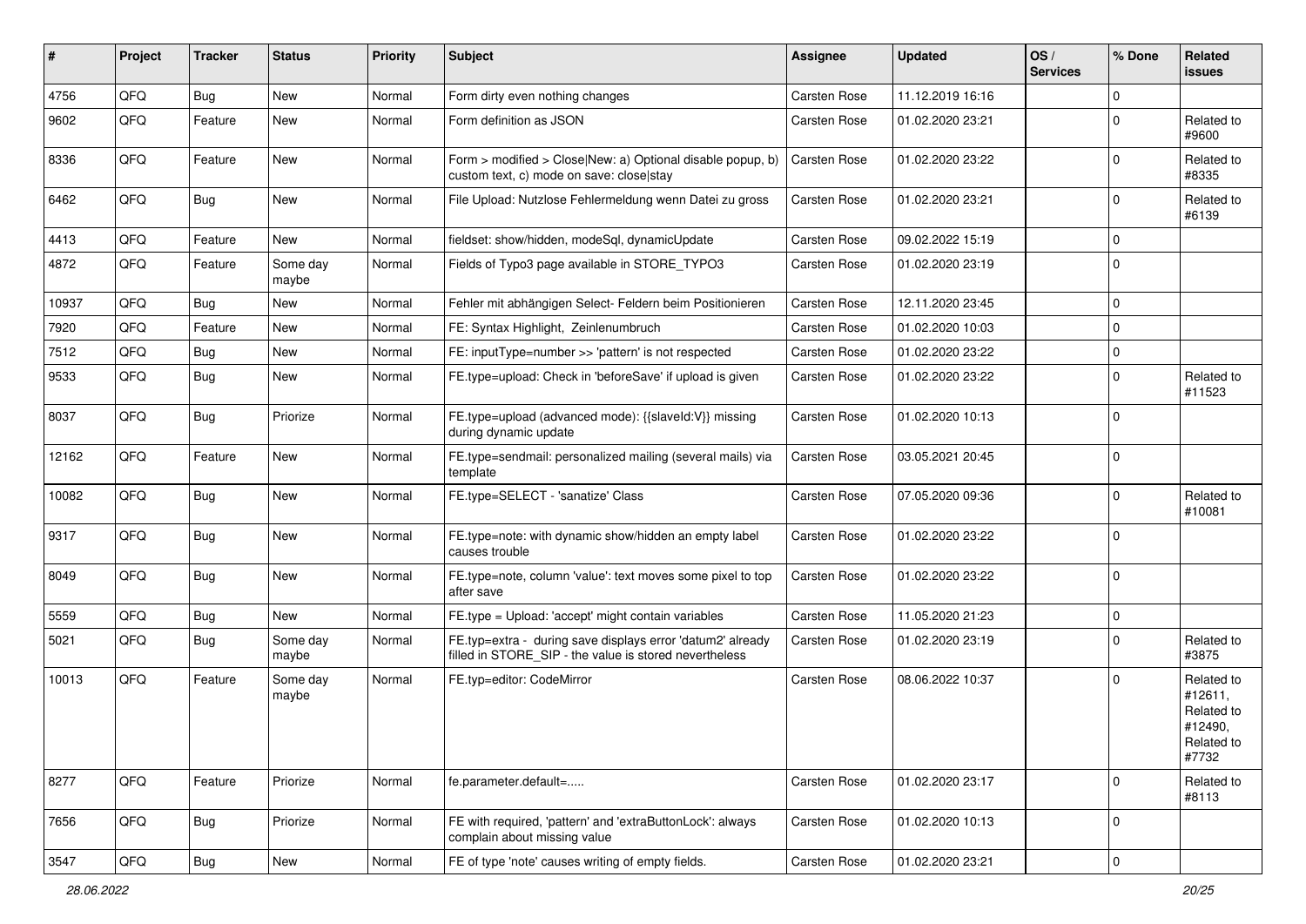| # | Project | Tracker | Status | Priority | Subject | Assignee | Updated | OS / Services | % Done | Related issues |
|---|---|---|---|---|---|---|---|---|---|---|
| 4756 | QFQ | Bug | New | Normal | Form dirty even nothing changes | Carsten Rose | 11.12.2019 16:16 | | 0 | |
| 9602 | QFQ | Feature | New | Normal | Form definition as JSON | Carsten Rose | 01.02.2020 23:21 | | 0 | Related to #9600 |
| 8336 | QFQ | Feature | New | Normal | Form > modified > Close\|New: a) Optional disable popup, b) custom text, c) mode on save: close\|stay | Carsten Rose | 01.02.2020 23:22 | | 0 | Related to #8335 |
| 6462 | QFQ | Bug | New | Normal | File Upload: Nutzlose Fehlermeldung wenn Datei zu gross | Carsten Rose | 01.02.2020 23:21 | | 0 | Related to #6139 |
| 4413 | QFQ | Feature | New | Normal | fieldset: show/hidden, modeSql, dynamicUpdate | Carsten Rose | 09.02.2022 15:19 | | 0 | |
| 4872 | QFQ | Feature | Some day maybe | Normal | Fields of Typo3 page available in STORE_TYPO3 | Carsten Rose | 01.02.2020 23:19 | | 0 | |
| 10937 | QFQ | Bug | New | Normal | Fehler mit abhängigen Select- Feldern beim Positionieren | Carsten Rose | 12.11.2020 23:45 | | 0 | |
| 7920 | QFQ | Feature | New | Normal | FE: Syntax Highlight, Zeinlenumbruch | Carsten Rose | 01.02.2020 10:03 | | 0 | |
| 7512 | QFQ | Bug | New | Normal | FE: inputType=number >> 'pattern' is not respected | Carsten Rose | 01.02.2020 23:22 | | 0 | |
| 9533 | QFQ | Bug | New | Normal | FE.type=upload: Check in 'beforeSave' if upload is given | Carsten Rose | 01.02.2020 23:22 | | 0 | Related to #11523 |
| 8037 | QFQ | Bug | Priorize | Normal | FE.type=upload (advanced mode): {{slaveId:V}} missing during dynamic update | Carsten Rose | 01.02.2020 10:13 | | 0 | |
| 12162 | QFQ | Feature | New | Normal | FE.type=sendmail: personalized mailing (several mails) via template | Carsten Rose | 03.05.2021 20:45 | | 0 | |
| 10082 | QFQ | Bug | New | Normal | FE.type=SELECT - 'sanatize' Class | Carsten Rose | 07.05.2020 09:36 | | 0 | Related to #10081 |
| 9317 | QFQ | Bug | New | Normal | FE.type=note: with dynamic show/hidden an empty label causes trouble | Carsten Rose | 01.02.2020 23:22 | | 0 | |
| 8049 | QFQ | Bug | New | Normal | FE.type=note, column 'value': text moves some pixel to top after save | Carsten Rose | 01.02.2020 23:22 | | 0 | |
| 5559 | QFQ | Bug | New | Normal | FE.type = Upload: 'accept' might contain variables | Carsten Rose | 11.05.2020 21:23 | | 0 | |
| 5021 | QFQ | Bug | Some day maybe | Normal | FE.typ=extra - during save displays error 'datum2' already filled in STORE_SIP - the value is stored nevertheless | Carsten Rose | 01.02.2020 23:19 | | 0 | Related to #3875 |
| 10013 | QFQ | Feature | Some day maybe | Normal | FE.typ=editor: CodeMirror | Carsten Rose | 08.06.2022 10:37 | | 0 | Related to #12611, Related to #12490, Related to #7732 |
| 8277 | QFQ | Feature | Priorize | Normal | fe.parameter.default=..... | Carsten Rose | 01.02.2020 23:17 | | 0 | Related to #8113 |
| 7656 | QFQ | Bug | Priorize | Normal | FE with required, 'pattern' and 'extraButtonLock': always complain about missing value | Carsten Rose | 01.02.2020 10:13 | | 0 | |
| 3547 | QFQ | Bug | New | Normal | FE of type 'note' causes writing of empty fields. | Carsten Rose | 01.02.2020 23:21 | | 0 | |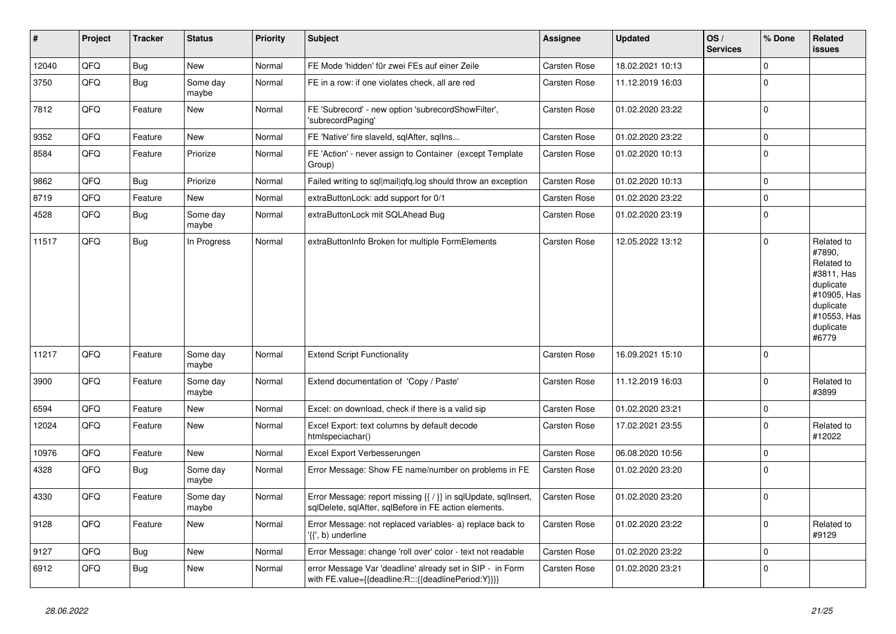| # | Project | Tracker | Status | Priority | Subject | Assignee | Updated | OS / Services | % Done | Related issues |
|---|---|---|---|---|---|---|---|---|---|---|
| 12040 | QFQ | Bug | New | Normal | FE Mode 'hidden' für zwei FEs auf einer Zeile | Carsten Rose | 18.02.2021 10:13 | | 0 | |
| 3750 | QFQ | Bug | Some day maybe | Normal | FE in a row: if one violates check, all are red | Carsten Rose | 11.12.2019 16:03 | | 0 | |
| 7812 | QFQ | Feature | New | Normal | FE 'Subrecord' - new option 'subrecordShowFilter', 'subrecordPaging' | Carsten Rose | 01.02.2020 23:22 | | 0 | |
| 9352 | QFQ | Feature | New | Normal | FE 'Native' fire slaveId, sqlAfter, sqlIns... | Carsten Rose | 01.02.2020 23:22 | | 0 | |
| 8584 | QFQ | Feature | Priorize | Normal | FE 'Action' - never assign to Container (except Template Group) | Carsten Rose | 01.02.2020 10:13 | | 0 | |
| 9862 | QFQ | Bug | Priorize | Normal | Failed writing to sql|mail|qfq.log should throw an exception | Carsten Rose | 01.02.2020 10:13 | | 0 | |
| 8719 | QFQ | Feature | New | Normal | extraButtonLock: add support for 0/1 | Carsten Rose | 01.02.2020 23:22 | | 0 | |
| 4528 | QFQ | Bug | Some day maybe | Normal | extraButtonLock mit SQLAhead Bug | Carsten Rose | 01.02.2020 23:19 | | 0 | |
| 11517 | QFQ | Bug | In Progress | Normal | extraButtonInfo Broken for multiple FormElements | Carsten Rose | 12.05.2022 13:12 | | 0 | Related to #7890, Related to #3811, Has duplicate #10905, Has duplicate #10553, Has duplicate #6779 |
| 11217 | QFQ | Feature | Some day maybe | Normal | Extend Script Functionality | Carsten Rose | 16.09.2021 15:10 | | 0 | |
| 3900 | QFQ | Feature | Some day maybe | Normal | Extend documentation of 'Copy / Paste' | Carsten Rose | 11.12.2019 16:03 | | 0 | Related to #3899 |
| 6594 | QFQ | Feature | New | Normal | Excel: on download, check if there is a valid sip | Carsten Rose | 01.02.2020 23:21 | | 0 | |
| 12024 | QFQ | Feature | New | Normal | Excel Export: text columns by default decode htmlspeciachar() | Carsten Rose | 17.02.2021 23:55 | | 0 | Related to #12022 |
| 10976 | QFQ | Feature | New | Normal | Excel Export Verbesserungen | Carsten Rose | 06.08.2020 10:56 | | 0 | |
| 4328 | QFQ | Bug | Some day maybe | Normal | Error Message: Show FE name/number on problems in FE | Carsten Rose | 01.02.2020 23:20 | | 0 | |
| 4330 | QFQ | Feature | Some day maybe | Normal | Error Message: report missing {{ / }} in sqlUpdate, sqlInsert, sqlDelete, sqlAfter, sqlBefore in FE action elements. | Carsten Rose | 01.02.2020 23:20 | | 0 | |
| 9128 | QFQ | Feature | New | Normal | Error Message: not replaced variables- a) replace back to '{{', b) underline | Carsten Rose | 01.02.2020 23:22 | | 0 | Related to #9129 |
| 9127 | QFQ | Bug | New | Normal | Error Message: change 'roll over' color - text not readable | Carsten Rose | 01.02.2020 23:22 | | 0 | |
| 6912 | QFQ | Bug | New | Normal | error Message Var 'deadline' already set in SIP - in Form with FE.value={{deadline:R:::{{deadlinePeriod:Y}}}} | Carsten Rose | 01.02.2020 23:21 | | 0 | |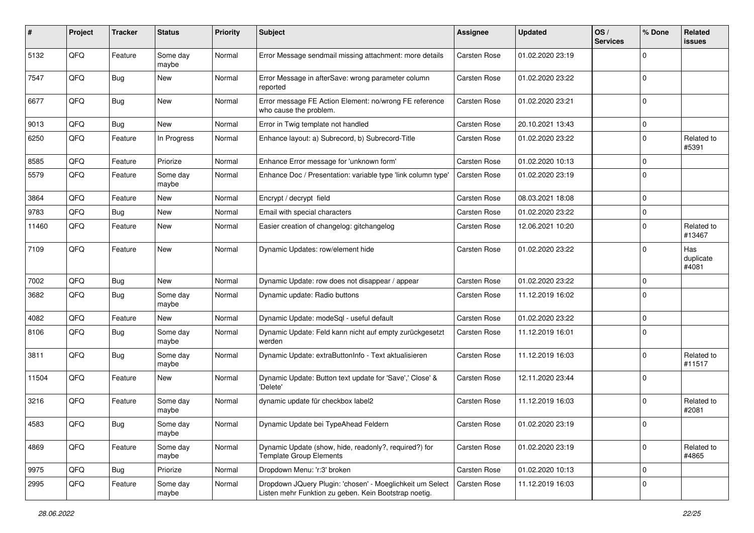| # | Project | Tracker | Status | Priority | Subject | Assignee | Updated | OS / Services | % Done | Related issues |
|---|---|---|---|---|---|---|---|---|---|---|
| 5132 | QFQ | Feature | Some day maybe | Normal | Error Message sendmail missing attachment: more details | Carsten Rose | 01.02.2020 23:19 | | 0 | |
| 7547 | QFQ | Bug | New | Normal | Error Message in afterSave: wrong parameter column reported | Carsten Rose | 01.02.2020 23:22 | | 0 | |
| 6677 | QFQ | Bug | New | Normal | Error message FE Action Element: no/wrong FE reference who cause the problem. | Carsten Rose | 01.02.2020 23:21 | | 0 | |
| 9013 | QFQ | Bug | New | Normal | Error in Twig template not handled | Carsten Rose | 20.10.2021 13:43 | | 0 | |
| 6250 | QFQ | Feature | In Progress | Normal | Enhance layout: a) Subrecord, b) Subrecord-Title | Carsten Rose | 01.02.2020 23:22 | | 0 | Related to #5391 |
| 8585 | QFQ | Feature | Priorize | Normal | Enhance Error message for 'unknown form' | Carsten Rose | 01.02.2020 10:13 | | 0 | |
| 5579 | QFQ | Feature | Some day maybe | Normal | Enhance Doc / Presentation: variable type 'link column type' | Carsten Rose | 01.02.2020 23:19 | | 0 | |
| 3864 | QFQ | Feature | New | Normal | Encrypt / decrypt field | Carsten Rose | 08.03.2021 18:08 | | 0 | |
| 9783 | QFQ | Bug | New | Normal | Email with special characters | Carsten Rose | 01.02.2020 23:22 | | 0 | |
| 11460 | QFQ | Feature | New | Normal | Easier creation of changelog: gitchangelog | Carsten Rose | 12.06.2021 10:20 | | 0 | Related to #13467 |
| 7109 | QFQ | Feature | New | Normal | Dynamic Updates: row/element hide | Carsten Rose | 01.02.2020 23:22 | | 0 | Has duplicate #4081 |
| 7002 | QFQ | Bug | New | Normal | Dynamic Update: row does not disappear / appear | Carsten Rose | 01.02.2020 23:22 | | 0 | |
| 3682 | QFQ | Bug | Some day maybe | Normal | Dynamic update: Radio buttons | Carsten Rose | 11.12.2019 16:02 | | 0 | |
| 4082 | QFQ | Feature | New | Normal | Dynamic Update: modeSql - useful default | Carsten Rose | 01.02.2020 23:22 | | 0 | |
| 8106 | QFQ | Bug | Some day maybe | Normal | Dynamic Update: Feld kann nicht auf empty zurückgesetzt werden | Carsten Rose | 11.12.2019 16:01 | | 0 | |
| 3811 | QFQ | Bug | Some day maybe | Normal | Dynamic Update: extraButtonInfo - Text aktualisieren | Carsten Rose | 11.12.2019 16:03 | | 0 | Related to #11517 |
| 11504 | QFQ | Feature | New | Normal | Dynamic Update: Button text update for 'Save',' Close' & 'Delete' | Carsten Rose | 12.11.2020 23:44 | | 0 | |
| 3216 | QFQ | Feature | Some day maybe | Normal | dynamic update für checkbox label2 | Carsten Rose | 11.12.2019 16:03 | | 0 | Related to #2081 |
| 4583 | QFQ | Bug | Some day maybe | Normal | Dynamic Update bei TypeAhead Feldern | Carsten Rose | 01.02.2020 23:19 | | 0 | |
| 4869 | QFQ | Feature | Some day maybe | Normal | Dynamic Update (show, hide, readonly?, required?) for Template Group Elements | Carsten Rose | 01.02.2020 23:19 | | 0 | Related to #4865 |
| 9975 | QFQ | Bug | Priorize | Normal | Dropdown Menu: 'r:3' broken | Carsten Rose | 01.02.2020 10:13 | | 0 | |
| 2995 | QFQ | Feature | Some day maybe | Normal | Dropdown JQuery Plugin: 'chosen' - Moeglichkeit um Select Listen mehr Funktion zu geben. Kein Bootstrap noetig. | Carsten Rose | 11.12.2019 16:03 | | 0 | |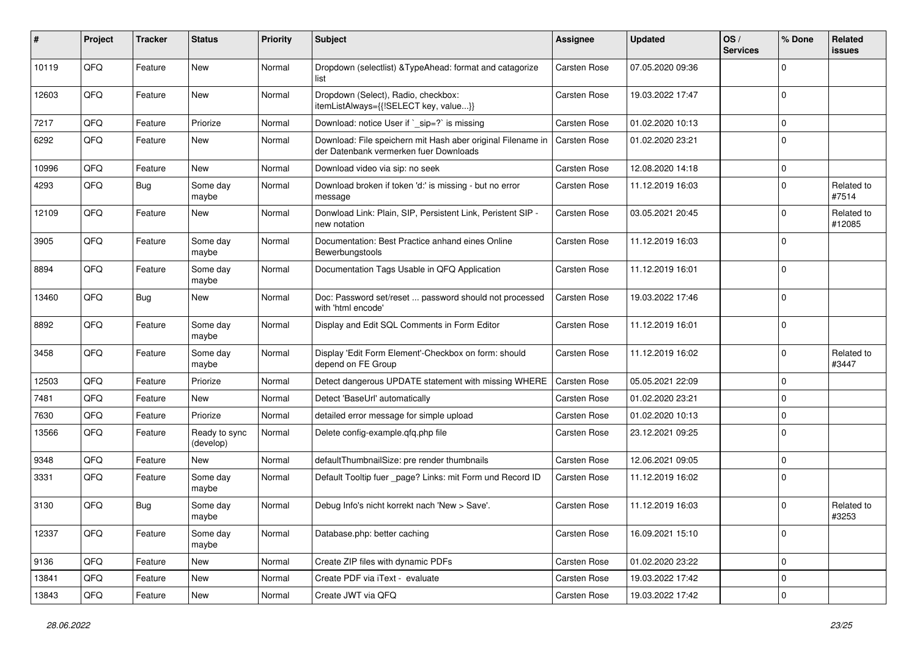| # | Project | Tracker | Status | Priority | Subject | Assignee | Updated | OS / Services | % Done | Related issues |
|---|---|---|---|---|---|---|---|---|---|---|
| 10119 | QFQ | Feature | New | Normal | Dropdown (selectlist) &TypeAhead: format and catagorize list | Carsten Rose | 07.05.2020 09:36 | | 0 | |
| 12603 | QFQ | Feature | New | Normal | Dropdown (Select), Radio, checkbox: itemListAlways={{!SELECT key, value...}} | Carsten Rose | 19.03.2022 17:47 | | 0 | |
| 7217 | QFQ | Feature | Priorize | Normal | Download: notice User if `_sip=?` is missing | Carsten Rose | 01.02.2020 10:13 | | 0 | |
| 6292 | QFQ | Feature | New | Normal | Download: File speichern mit Hash aber original Filename in der Datenbank vermerken fuer Downloads | Carsten Rose | 01.02.2020 23:21 | | 0 | |
| 10996 | QFQ | Feature | New | Normal | Download video via sip: no seek | Carsten Rose | 12.08.2020 14:18 | | 0 | |
| 4293 | QFQ | Bug | Some day maybe | Normal | Download broken if token 'd:' is missing - but no error message | Carsten Rose | 11.12.2019 16:03 | | 0 | Related to #7514 |
| 12109 | QFQ | Feature | New | Normal | Donwload Link: Plain, SIP, Persistent Link, Peristent SIP - new notation | Carsten Rose | 03.05.2021 20:45 | | 0 | Related to #12085 |
| 3905 | QFQ | Feature | Some day maybe | Normal | Documentation: Best Practice anhand eines Online Bewerbungstools | Carsten Rose | 11.12.2019 16:03 | | 0 | |
| 8894 | QFQ | Feature | Some day maybe | Normal | Documentation Tags Usable in QFQ Application | Carsten Rose | 11.12.2019 16:01 | | 0 | |
| 13460 | QFQ | Bug | New | Normal | Doc: Password set/reset ... password should not processed with 'html encode' | Carsten Rose | 19.03.2022 17:46 | | 0 | |
| 8892 | QFQ | Feature | Some day maybe | Normal | Display and Edit SQL Comments in Form Editor | Carsten Rose | 11.12.2019 16:01 | | 0 | |
| 3458 | QFQ | Feature | Some day maybe | Normal | Display 'Edit Form Element'-Checkbox on form: should depend on FE Group | Carsten Rose | 11.12.2019 16:02 | | 0 | Related to #3447 |
| 12503 | QFQ | Feature | Priorize | Normal | Detect dangerous UPDATE statement with missing WHERE | Carsten Rose | 05.05.2021 22:09 | | 0 | |
| 7481 | QFQ | Feature | New | Normal | Detect 'BaseUrl' automatically | Carsten Rose | 01.02.2020 23:21 | | 0 | |
| 7630 | QFQ | Feature | Priorize | Normal | detailed error message for simple upload | Carsten Rose | 01.02.2020 10:13 | | 0 | |
| 13566 | QFQ | Feature | Ready to sync (develop) | Normal | Delete config-example.qfq.php file | Carsten Rose | 23.12.2021 09:25 | | 0 | |
| 9348 | QFQ | Feature | New | Normal | defaultThumbnailSize: pre render thumbnails | Carsten Rose | 12.06.2021 09:05 | | 0 | |
| 3331 | QFQ | Feature | Some day maybe | Normal | Default Tooltip fuer _page? Links: mit Form und Record ID | Carsten Rose | 11.12.2019 16:02 | | 0 | |
| 3130 | QFQ | Bug | Some day maybe | Normal | Debug Info's nicht korrekt nach 'New > Save'. | Carsten Rose | 11.12.2019 16:03 | | 0 | Related to #3253 |
| 12337 | QFQ | Feature | Some day maybe | Normal | Database.php: better caching | Carsten Rose | 16.09.2021 15:10 | | 0 | |
| 9136 | QFQ | Feature | New | Normal | Create ZIP files with dynamic PDFs | Carsten Rose | 01.02.2020 23:22 | | 0 | |
| 13841 | QFQ | Feature | New | Normal | Create PDF via iText - evaluate | Carsten Rose | 19.03.2022 17:42 | | 0 | |
| 13843 | QFQ | Feature | New | Normal | Create JWT via QFQ | Carsten Rose | 19.03.2022 17:42 | | 0 | |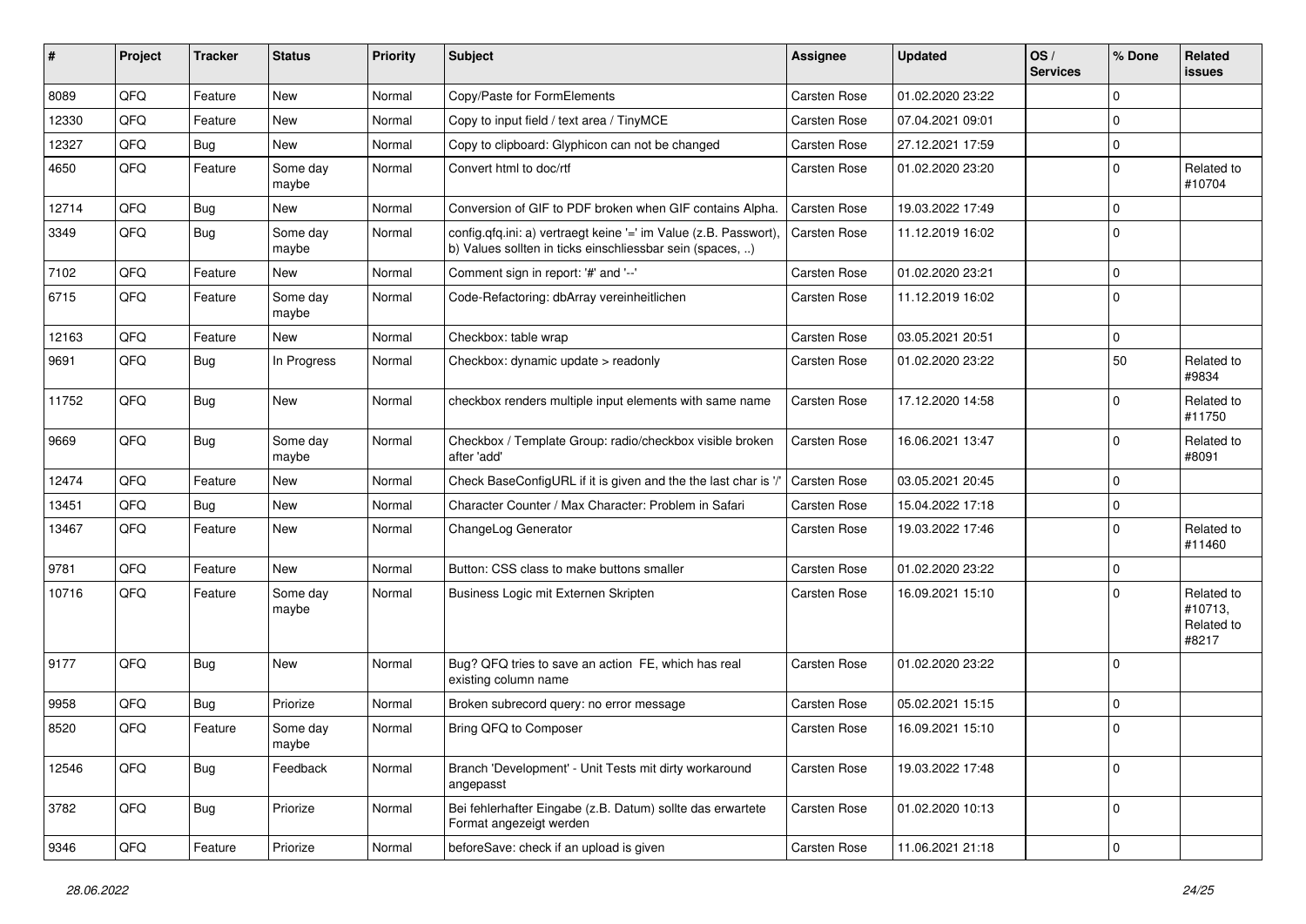| # | Project | Tracker | Status | Priority | Subject | Assignee | Updated | OS / Services | % Done | Related issues |
|---|---|---|---|---|---|---|---|---|---|---|
| 8089 | QFQ | Feature | New | Normal | Copy/Paste for FormElements | Carsten Rose | 01.02.2020 23:22 | | 0 | |
| 12330 | QFQ | Feature | New | Normal | Copy to input field / text area / TinyMCE | Carsten Rose | 07.04.2021 09:01 | | 0 | |
| 12327 | QFQ | Bug | New | Normal | Copy to clipboard: Glyphicon can not be changed | Carsten Rose | 27.12.2021 17:59 | | 0 | |
| 4650 | QFQ | Feature | Some day maybe | Normal | Convert html to doc/rtf | Carsten Rose | 01.02.2020 23:20 | | 0 | Related to #10704 |
| 12714 | QFQ | Bug | New | Normal | Conversion of GIF to PDF broken when GIF contains Alpha. | Carsten Rose | 19.03.2022 17:49 | | 0 | |
| 3349 | QFQ | Bug | Some day maybe | Normal | config.qfq.ini: a) vertraegt keine '=' im Value (z.B. Passwort), b) Values sollten in ticks einschliessbar sein (spaces, ..) | Carsten Rose | 11.12.2019 16:02 | | 0 | |
| 7102 | QFQ | Feature | New | Normal | Comment sign in report: '#' and '--' | Carsten Rose | 01.02.2020 23:21 | | 0 | |
| 6715 | QFQ | Feature | Some day maybe | Normal | Code-Refactoring: dbArray vereinheitlichen | Carsten Rose | 11.12.2019 16:02 | | 0 | |
| 12163 | QFQ | Feature | New | Normal | Checkbox: table wrap | Carsten Rose | 03.05.2021 20:51 | | 0 | |
| 9691 | QFQ | Bug | In Progress | Normal | Checkbox: dynamic update > readonly | Carsten Rose | 01.02.2020 23:22 | | 50 | Related to #9834 |
| 11752 | QFQ | Bug | New | Normal | checkbox renders multiple input elements with same name | Carsten Rose | 17.12.2020 14:58 | | 0 | Related to #11750 |
| 9669 | QFQ | Bug | Some day maybe | Normal | Checkbox / Template Group: radio/checkbox visible broken after 'add' | Carsten Rose | 16.06.2021 13:47 | | 0 | Related to #8091 |
| 12474 | QFQ | Feature | New | Normal | Check BaseConfigURL if it is given and the the last char is '/' | Carsten Rose | 03.05.2021 20:45 | | 0 | |
| 13451 | QFQ | Bug | New | Normal | Character Counter / Max Character: Problem in Safari | Carsten Rose | 15.04.2022 17:18 | | 0 | |
| 13467 | QFQ | Feature | New | Normal | ChangeLog Generator | Carsten Rose | 19.03.2022 17:46 | | 0 | Related to #11460 |
| 9781 | QFQ | Feature | New | Normal | Button: CSS class to make buttons smaller | Carsten Rose | 01.02.2020 23:22 | | 0 | |
| 10716 | QFQ | Feature | Some day maybe | Normal | Business Logic mit Externen Skripten | Carsten Rose | 16.09.2021 15:10 | | 0 | Related to #10713, Related to #8217 |
| 9177 | QFQ | Bug | New | Normal | Bug? QFQ tries to save an action FE, which has real existing column name | Carsten Rose | 01.02.2020 23:22 | | 0 | |
| 9958 | QFQ | Bug | Priorize | Normal | Broken subrecord query: no error message | Carsten Rose | 05.02.2021 15:15 | | 0 | |
| 8520 | QFQ | Feature | Some day maybe | Normal | Bring QFQ to Composer | Carsten Rose | 16.09.2021 15:10 | | 0 | |
| 12546 | QFQ | Bug | Feedback | Normal | Branch 'Development' - Unit Tests mit dirty workaround angepasst | Carsten Rose | 19.03.2022 17:48 | | 0 | |
| 3782 | QFQ | Bug | Priorize | Normal | Bei fehlerhafter Eingabe (z.B. Datum) sollte das erwartete Format angezeigt werden | Carsten Rose | 01.02.2020 10:13 | | 0 | |
| 9346 | QFQ | Feature | Priorize | Normal | beforeSave: check if an upload is given | Carsten Rose | 11.06.2021 21:18 | | 0 | |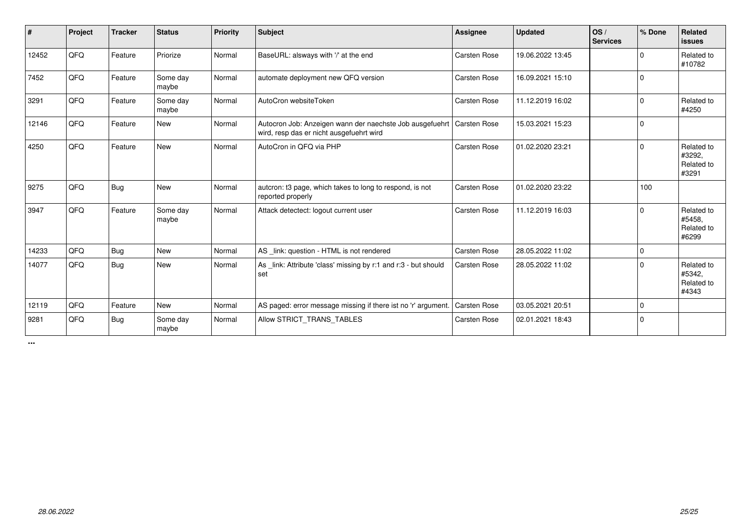| # | Project | Tracker | Status | Priority | Subject | Assignee | Updated | OS / Services | % Done | Related issues |
|---|---|---|---|---|---|---|---|---|---|---|
| 12452 | QFQ | Feature | Priorize | Normal | BaseURL: alsways with '/' at the end | Carsten Rose | 19.06.2022 13:45 | | 0 | Related to #10782 |
| 7452 | QFQ | Feature | Some day maybe | Normal | automate deployment new QFQ version | Carsten Rose | 16.09.2021 15:10 | | 0 | |
| 3291 | QFQ | Feature | Some day maybe | Normal | AutoCron websiteToken | Carsten Rose | 11.12.2019 16:02 | | 0 | Related to #4250 |
| 12146 | QFQ | Feature | New | Normal | Autocron Job: Anzeigen wann der naechste Job ausgefuehrt wird, resp das er nicht ausgefuehrt wird | Carsten Rose | 15.03.2021 15:23 | | 0 | |
| 4250 | QFQ | Feature | New | Normal | AutoCron in QFQ via PHP | Carsten Rose | 01.02.2020 23:21 | | 0 | Related to #3292, Related to #3291 |
| 9275 | QFQ | Bug | New | Normal | autcron: t3 page, which takes to long to respond, is not reported properly | Carsten Rose | 01.02.2020 23:22 | | 100 | |
| 3947 | QFQ | Feature | Some day maybe | Normal | Attack detectect: logout current user | Carsten Rose | 11.12.2019 16:03 | | 0 | Related to #5458, Related to #6299 |
| 14233 | QFQ | Bug | New | Normal | AS _link: question - HTML is not rendered | Carsten Rose | 28.05.2022 11:02 | | 0 | |
| 14077 | QFQ | Bug | New | Normal | As _link: Attribute 'class' missing by r:1 and r:3 - but should set | Carsten Rose | 28.05.2022 11:02 | | 0 | Related to #5342, Related to #4343 |
| 12119 | QFQ | Feature | New | Normal | AS paged: error message missing if there ist no 'r' argument. | Carsten Rose | 03.05.2021 20:51 | | 0 | |
| 9281 | QFQ | Bug | Some day maybe | Normal | Allow STRICT_TRANS_TABLES | Carsten Rose | 02.01.2021 18:43 | | 0 | |

...